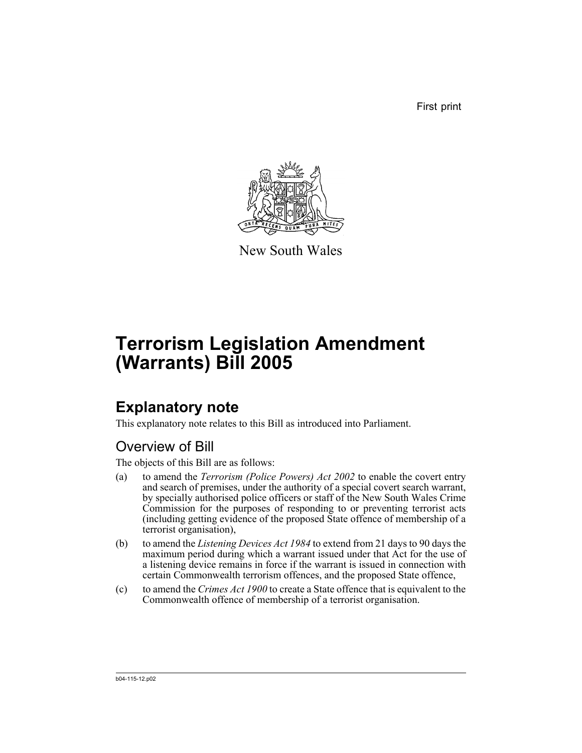First print

New South Wales

# Terrorism Legislation Amendment (Warrants) Bill 2005

## Explanatory note

This explanatory note relates to this Bill as introduced into Parliament.

### Overview of Bill

The objects of this Bill are as follows:

(a) to amend the *Terrorism (Police Powers) Act 2002* to enable the covert entry and search of premises, under the authority of a special covert search warrant, by specially authorised police officers or staff of the New South Wales Crime Commission for the purposes of responding to or preventing terrorist acts (including getting evidence of the proposed State offence of membership of a terrorist organisation),

(b) to amend the *Listening Devices Act 1984* to extend from 21 days to 90 days the maximum period during which a warrant issued under that Act for the use of a listening device remains in force if the warrant is issued in connection with certain Commonwealth terrorism offences, and the proposed State offence,

(c) to amend the *Crimes Act 1900* to create a State offence that is equivalent to the Commonwealth offence of membership of a terrorist organisation.

b04-115-12.p02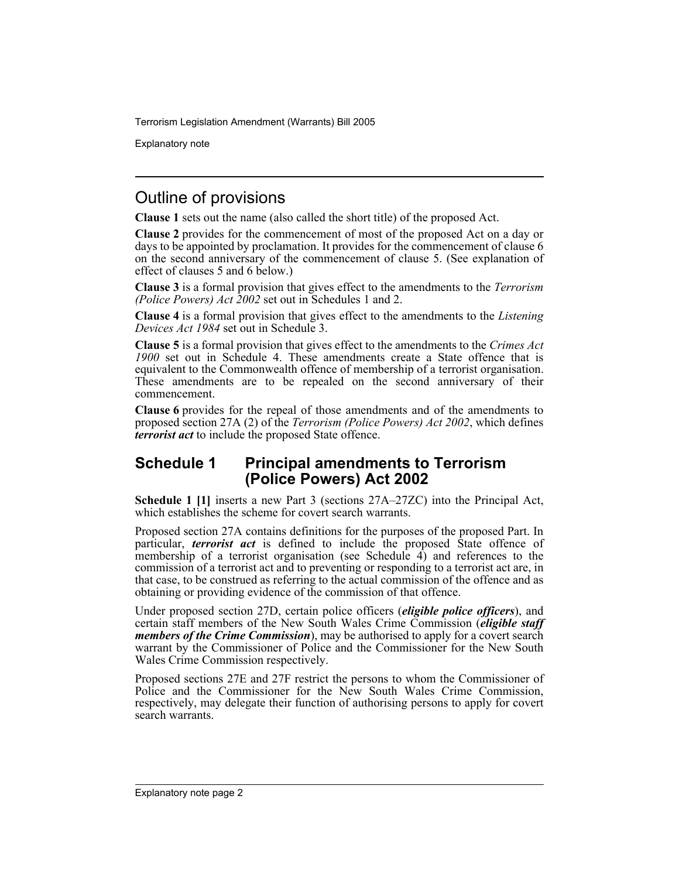## Outline of provisions

**Clause 1** sets out the name (also called the short title) of the proposed Act.

**Clause 2** provides for the commencement of most of the proposed Act on a day or days to be appointed by proclamation. It provides for the commencement of clause 6 on the second anniversary of the commencement of clause 5. (See explanation of effect of clauses 5 and 6 below.)

**Clause 3** is a formal provision that gives effect to the amendments to the *Terrorism (Police Powers) Act 2002* set out in Schedules 1 and 2.

**Clause 4** is a formal provision that gives effect to the amendments to the *Listening Devices Act 1984* set out in Schedule 3.

**Clause 5** is a formal provision that gives effect to the amendments to the *Crimes Act 1900* set out in Schedule 4. These amendments create a State offence that is equivalent to the Commonwealth offence of membership of a terrorist organisation. These amendments are to be repealed on the second anniversary of their commencement.

**Clause 6** provides for the repeal of those amendments and of the amendments to proposed section 27A (2) of the *Terrorism (Police Powers) Act 2002*, which defines ***terrorist act*** to include the proposed State offence.

## Schedule 1 Principal amendments to Terrorism (Police Powers) Act 2002

**Schedule 1 [1]** inserts a new Part 3 (sections 27A–27ZC) into the Principal Act, which establishes the scheme for covert search warrants.

Proposed section 27A contains definitions for the purposes of the proposed Part. In particular, ***terrorist act*** is defined to include the proposed State offence of membership of a terrorist organisation (see Schedule 4) and references to the commission of a terrorist act and to preventing or responding to a terrorist act are, in that case, to be construed as referring to the actual commission of the offence and as obtaining or providing evidence of the commission of that offence.

Under proposed section 27D, certain police officers (***eligible police officers***), and certain staff members of the New South Wales Crime Commission (***eligible staff members of the Crime Commission***), may be authorised to apply for a covert search warrant by the Commissioner of Police and the Commissioner for the New South Wales Crime Commission respectively.

Proposed sections 27E and 27F restrict the persons to whom the Commissioner of Police and the Commissioner for the New South Wales Crime Commission, respectively, may delegate their function of authorising persons to apply for covert search warrants.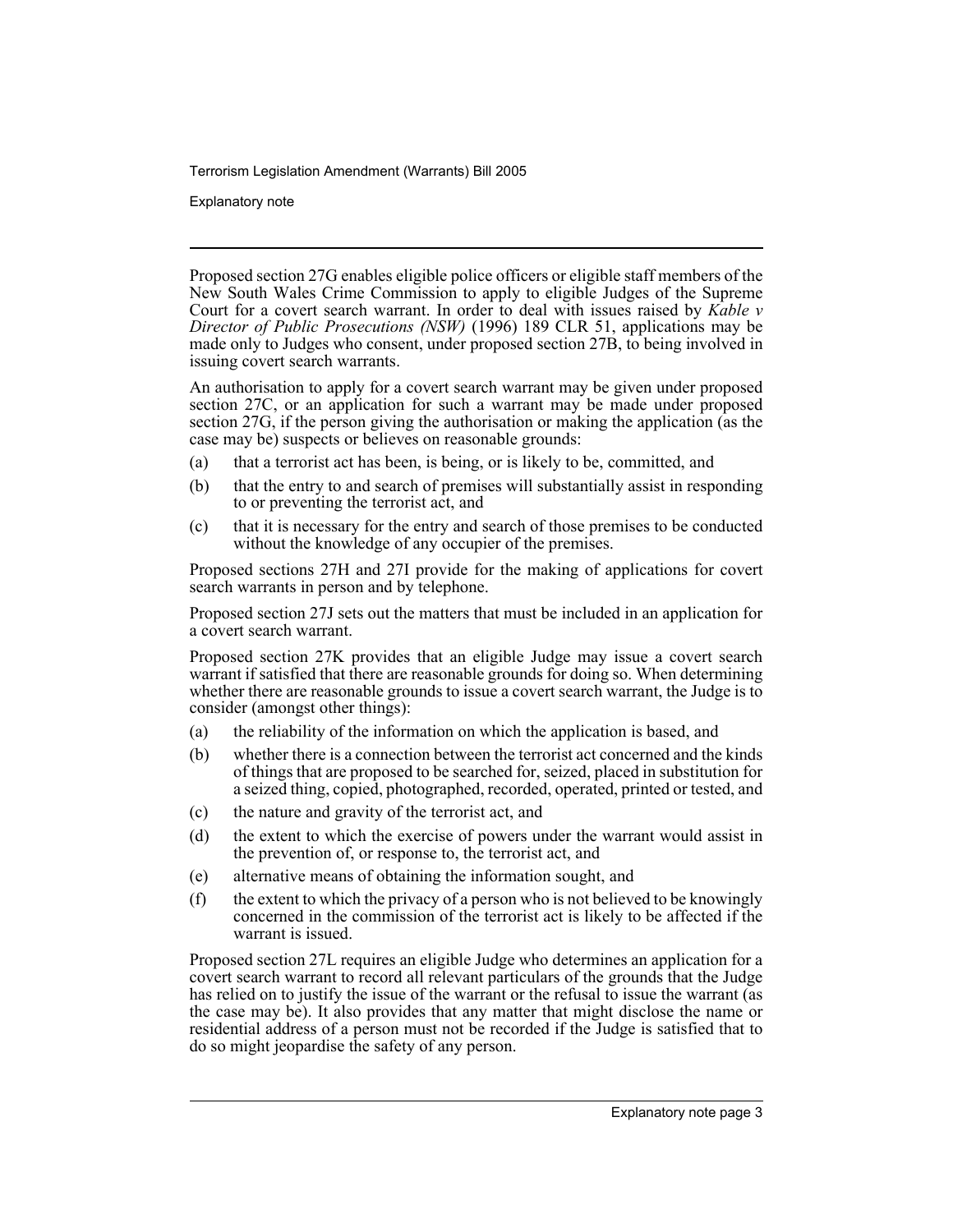Proposed section 27G enables eligible police officers or eligible staff members of the New South Wales Crime Commission to apply to eligible Judges of the Supreme Court for a covert search warrant. In order to deal with issues raised by *Kable v Director of Public Prosecutions (NSW)* (1996) 189 CLR 51, applications may be made only to Judges who consent, under proposed section 27B, to being involved in issuing covert search warrants.

An authorisation to apply for a covert search warrant may be given under proposed section 27C, or an application for such a warrant may be made under proposed section 27G, if the person giving the authorisation or making the application (as the case may be) suspects or believes on reasonable grounds:

(a) that a terrorist act has been, is being, or is likely to be, committed, and

(b) that the entry to and search of premises will substantially assist in responding to or preventing the terrorist act, and

(c) that it is necessary for the entry and search of those premises to be conducted without the knowledge of any occupier of the premises.

Proposed sections 27H and 27I provide for the making of applications for covert search warrants in person and by telephone.

Proposed section 27J sets out the matters that must be included in an application for a covert search warrant.

Proposed section 27K provides that an eligible Judge may issue a covert search warrant if satisfied that there are reasonable grounds for doing so. When determining whether there are reasonable grounds to issue a covert search warrant, the Judge is to consider (amongst other things):

(a) the reliability of the information on which the application is based, and

(b) whether there is a connection between the terrorist act concerned and the kinds of things that are proposed to be searched for, seized, placed in substitution for a seized thing, copied, photographed, recorded, operated, printed or tested, and

(c) the nature and gravity of the terrorist act, and

(d) the extent to which the exercise of powers under the warrant would assist in the prevention of, or response to, the terrorist act, and

(e) alternative means of obtaining the information sought, and

(f) the extent to which the privacy of a person who is not believed to be knowingly concerned in the commission of the terrorist act is likely to be affected if the warrant is issued.

Proposed section 27L requires an eligible Judge who determines an application for a covert search warrant to record all relevant particulars of the grounds that the Judge has relied on to justify the issue of the warrant or the refusal to issue the warrant (as the case may be). It also provides that any matter that might disclose the name or residential address of a person must not be recorded if the Judge is satisfied that to do so might jeopardise the safety of any person.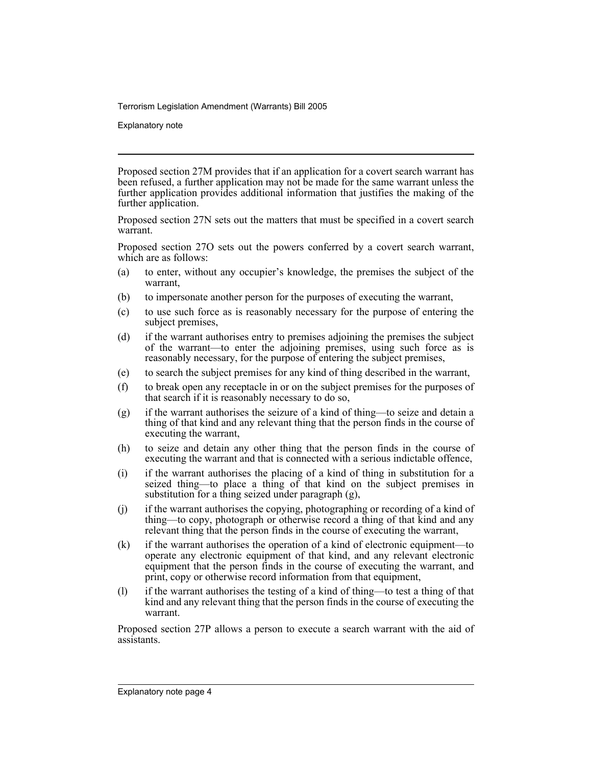Proposed section 27M provides that if an application for a covert search warrant has been refused, a further application may not be made for the same warrant unless the further application provides additional information that justifies the making of the further application.

Proposed section 27N sets out the matters that must be specified in a covert search warrant.

Proposed section 27O sets out the powers conferred by a covert search warrant, which are as follows:

(a) to enter, without any occupier's knowledge, the premises the subject of the warrant,

(b) to impersonate another person for the purposes of executing the warrant,

(c) to use such force as is reasonably necessary for the purpose of entering the subject premises,

(d) if the warrant authorises entry to premises adjoining the premises the subject of the warrant—to enter the adjoining premises, using such force as is reasonably necessary, for the purpose of entering the subject premises,

(e) to search the subject premises for any kind of thing described in the warrant,

(f) to break open any receptacle in or on the subject premises for the purposes of that search if it is reasonably necessary to do so,

(g) if the warrant authorises the seizure of a kind of thing—to seize and detain a thing of that kind and any relevant thing that the person finds in the course of executing the warrant,

(h) to seize and detain any other thing that the person finds in the course of executing the warrant and that is connected with a serious indictable offence,

(i) if the warrant authorises the placing of a kind of thing in substitution for a seized thing—to place a thing of that kind on the subject premises in substitution for a thing seized under paragraph (g),

(j) if the warrant authorises the copying, photographing or recording of a kind of thing—to copy, photograph or otherwise record a thing of that kind and any relevant thing that the person finds in the course of executing the warrant,

(k) if the warrant authorises the operation of a kind of electronic equipment—to operate any electronic equipment of that kind, and any relevant electronic equipment that the person finds in the course of executing the warrant, and print, copy or otherwise record information from that equipment,

(l) if the warrant authorises the testing of a kind of thing—to test a thing of that kind and any relevant thing that the person finds in the course of executing the warrant.

Proposed section 27P allows a person to execute a search warrant with the aid of assistants.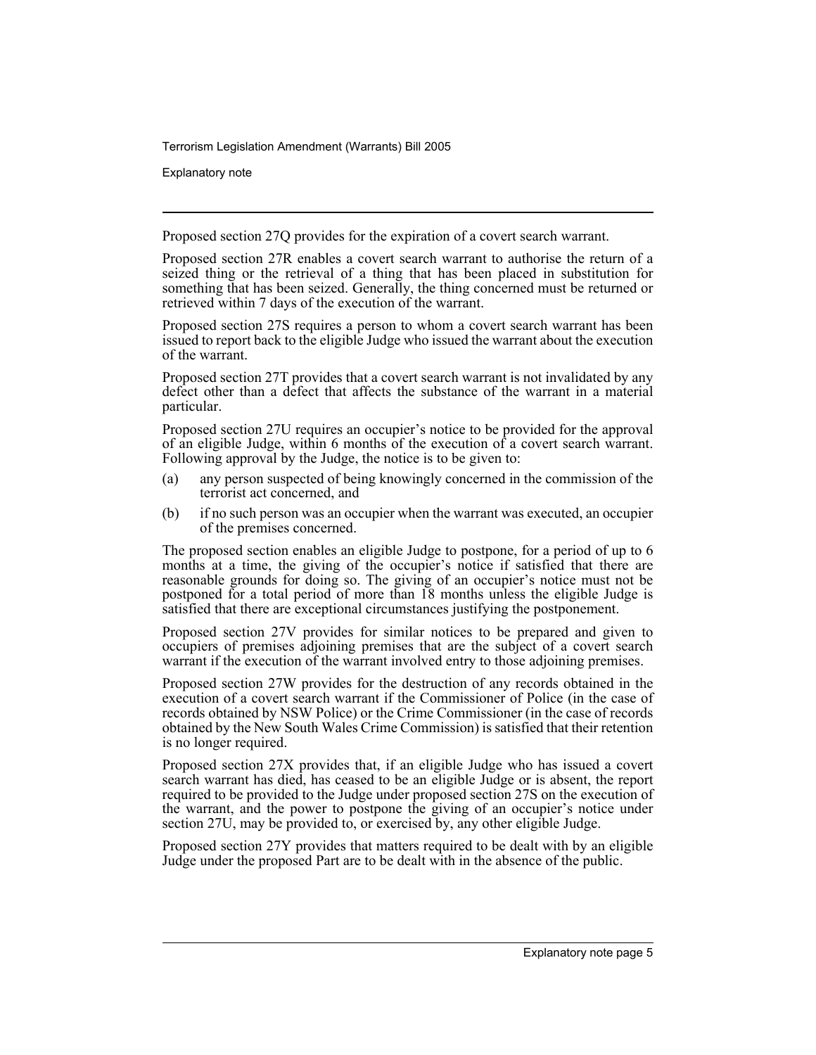Proposed section 27Q provides for the expiration of a covert search warrant.

Proposed section 27R enables a covert search warrant to authorise the return of a seized thing or the retrieval of a thing that has been placed in substitution for something that has been seized. Generally, the thing concerned must be returned or retrieved within 7 days of the execution of the warrant.

Proposed section 27S requires a person to whom a covert search warrant has been issued to report back to the eligible Judge who issued the warrant about the execution of the warrant.

Proposed section 27T provides that a covert search warrant is not invalidated by any defect other than a defect that affects the substance of the warrant in a material particular.

Proposed section 27U requires an occupier's notice to be provided for the approval of an eligible Judge, within 6 months of the execution of a covert search warrant. Following approval by the Judge, the notice is to be given to:

(a) any person suspected of being knowingly concerned in the commission of the terrorist act concerned, and

(b) if no such person was an occupier when the warrant was executed, an occupier of the premises concerned.

The proposed section enables an eligible Judge to postpone, for a period of up to 6 months at a time, the giving of the occupier's notice if satisfied that there are reasonable grounds for doing so. The giving of an occupier's notice must not be postponed for a total period of more than 18 months unless the eligible Judge is satisfied that there are exceptional circumstances justifying the postponement.

Proposed section 27V provides for similar notices to be prepared and given to occupiers of premises adjoining premises that are the subject of a covert search warrant if the execution of the warrant involved entry to those adjoining premises.

Proposed section 27W provides for the destruction of any records obtained in the execution of a covert search warrant if the Commissioner of Police (in the case of records obtained by NSW Police) or the Crime Commissioner (in the case of records obtained by the New South Wales Crime Commission) is satisfied that their retention is no longer required.

Proposed section 27X provides that, if an eligible Judge who has issued a covert search warrant has died, has ceased to be an eligible Judge or is absent, the report required to be provided to the Judge under proposed section 27S on the execution of the warrant, and the power to postpone the giving of an occupier's notice under section 27U, may be provided to, or exercised by, any other eligible Judge.

Proposed section 27Y provides that matters required to be dealt with by an eligible Judge under the proposed Part are to be dealt with in the absence of the public.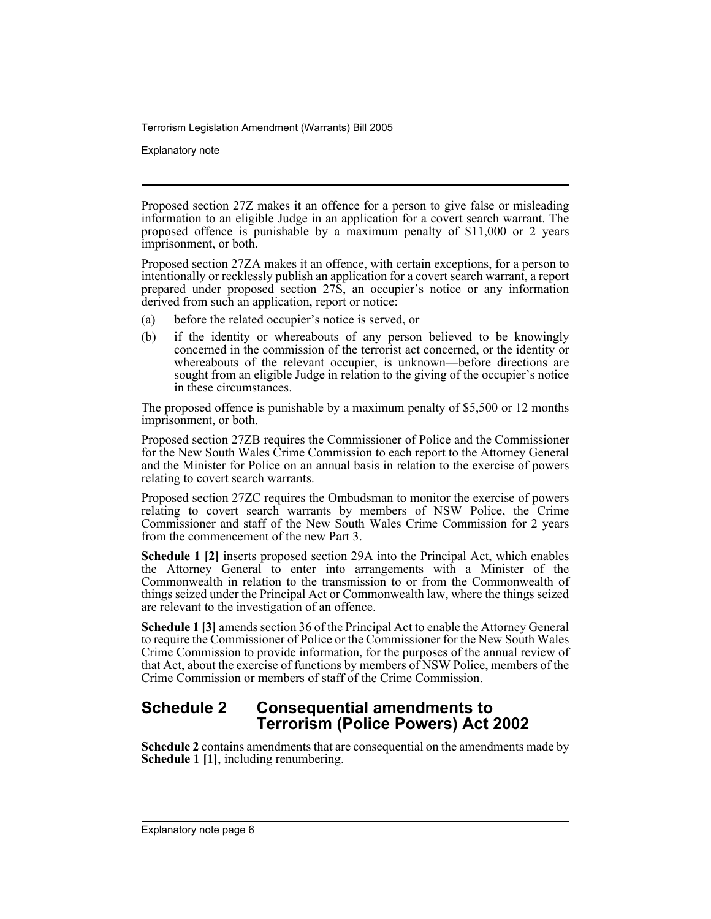Proposed section 27Z makes it an offence for a person to give false or misleading information to an eligible Judge in an application for a covert search warrant. The proposed offence is punishable by a maximum penalty of $11,000 or 2 years imprisonment, or both.

Proposed section 27ZA makes it an offence, with certain exceptions, for a person to intentionally or recklessly publish an application for a covert search warrant, a report prepared under proposed section 27S, an occupier's notice or any information derived from such an application, report or notice:

(a) before the related occupier's notice is served, or

(b) if the identity or whereabouts of any person believed to be knowingly concerned in the commission of the terrorist act concerned, or the identity or whereabouts of the relevant occupier, is unknown—before directions are sought from an eligible Judge in relation to the giving of the occupier's notice in these circumstances.

The proposed offence is punishable by a maximum penalty of $5,500 or 12 months imprisonment, or both.

Proposed section 27ZB requires the Commissioner of Police and the Commissioner for the New South Wales Crime Commission to each report to the Attorney General and the Minister for Police on an annual basis in relation to the exercise of powers relating to covert search warrants.

Proposed section 27ZC requires the Ombudsman to monitor the exercise of powers relating to covert search warrants by members of NSW Police, the Crime Commissioner and staff of the New South Wales Crime Commission for 2 years from the commencement of the new Part 3.

**Schedule 1 [2]** inserts proposed section 29A into the Principal Act, which enables the Attorney General to enter into arrangements with a Minister of the Commonwealth in relation to the transmission to or from the Commonwealth of things seized under the Principal Act or Commonwealth law, where the things seized are relevant to the investigation of an offence.

**Schedule 1 [3]** amends section 36 of the Principal Act to enable the Attorney General to require the Commissioner of Police or the Commissioner for the New South Wales Crime Commission to provide information, for the purposes of the annual review of that Act, about the exercise of functions by members of NSW Police, members of the Crime Commission or members of staff of the Crime Commission.

## Schedule 2 Consequential amendments to Terrorism (Police Powers) Act 2002

**Schedule 2** contains amendments that are consequential on the amendments made by **Schedule 1 [1]**, including renumbering.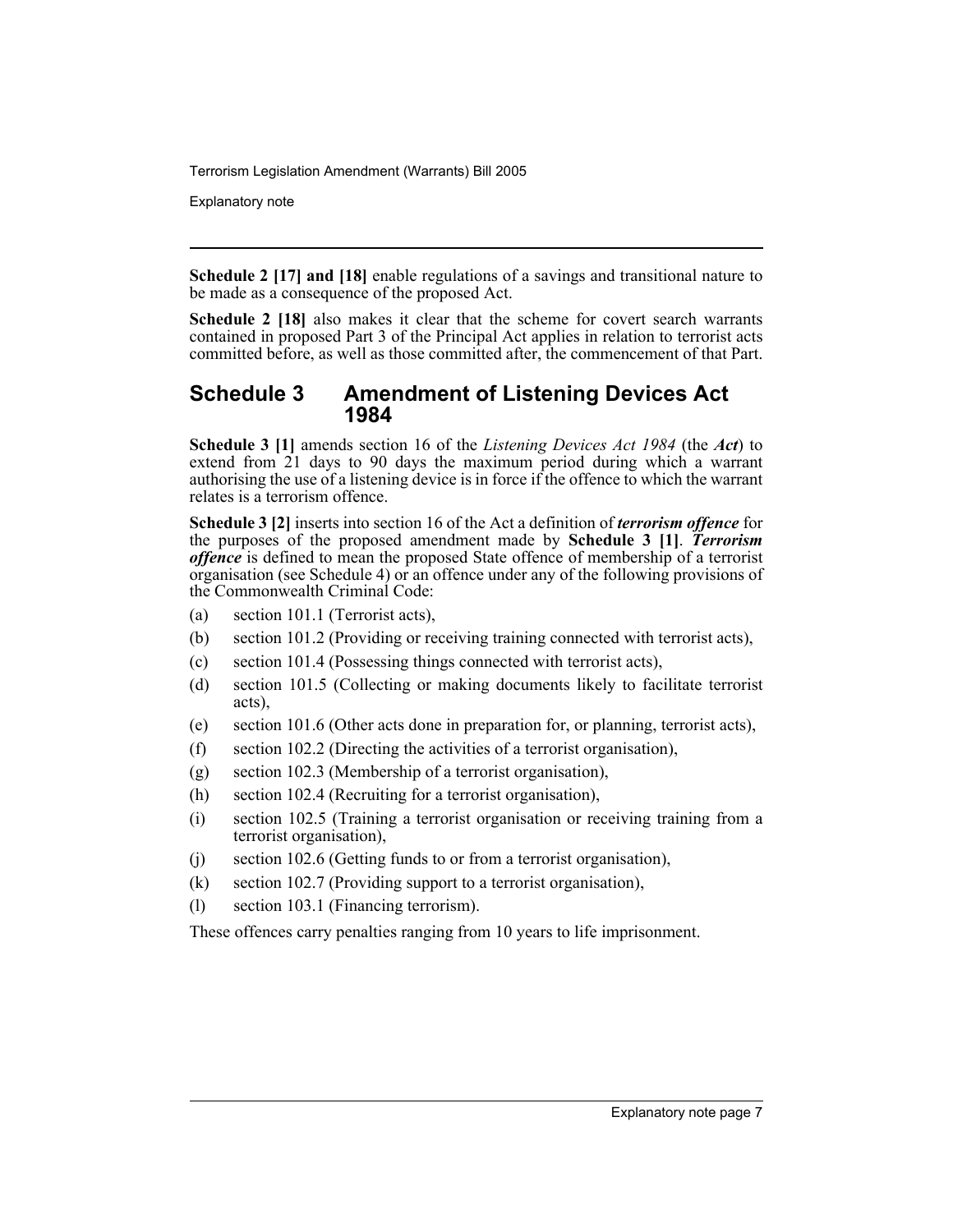**Schedule 2 [17] and [18]** enable regulations of a savings and transitional nature to be made as a consequence of the proposed Act.

**Schedule 2 [18]** also makes it clear that the scheme for covert search warrants contained in proposed Part 3 of the Principal Act applies in relation to terrorist acts committed before, as well as those committed after, the commencement of that Part.

## Schedule 3 Amendment of Listening Devices Act 1984

**Schedule 3 [1]** amends section 16 of the *Listening Devices Act 1984* (the ***Act***) to extend from 21 days to 90 days the maximum period during which a warrant authorising the use of a listening device is in force if the offence to which the warrant relates is a terrorism offence.

**Schedule 3 [2]** inserts into section 16 of the Act a definition of ***terrorism offence*** for the purposes of the proposed amendment made by **Schedule 3 [1]**. ***Terrorism offence*** is defined to mean the proposed State offence of membership of a terrorist organisation (see Schedule 4) or an offence under any of the following provisions of the Commonwealth Criminal Code:

(a) section 101.1 (Terrorist acts),

(b) section 101.2 (Providing or receiving training connected with terrorist acts),

(c) section 101.4 (Possessing things connected with terrorist acts),

(d) section 101.5 (Collecting or making documents likely to facilitate terrorist acts),

(e) section 101.6 (Other acts done in preparation for, or planning, terrorist acts),

(f) section 102.2 (Directing the activities of a terrorist organisation),

(g) section 102.3 (Membership of a terrorist organisation),

(h) section 102.4 (Recruiting for a terrorist organisation),

(i) section 102.5 (Training a terrorist organisation or receiving training from a terrorist organisation),

(j) section 102.6 (Getting funds to or from a terrorist organisation),

(k) section 102.7 (Providing support to a terrorist organisation),

(l) section 103.1 (Financing terrorism).

These offences carry penalties ranging from 10 years to life imprisonment.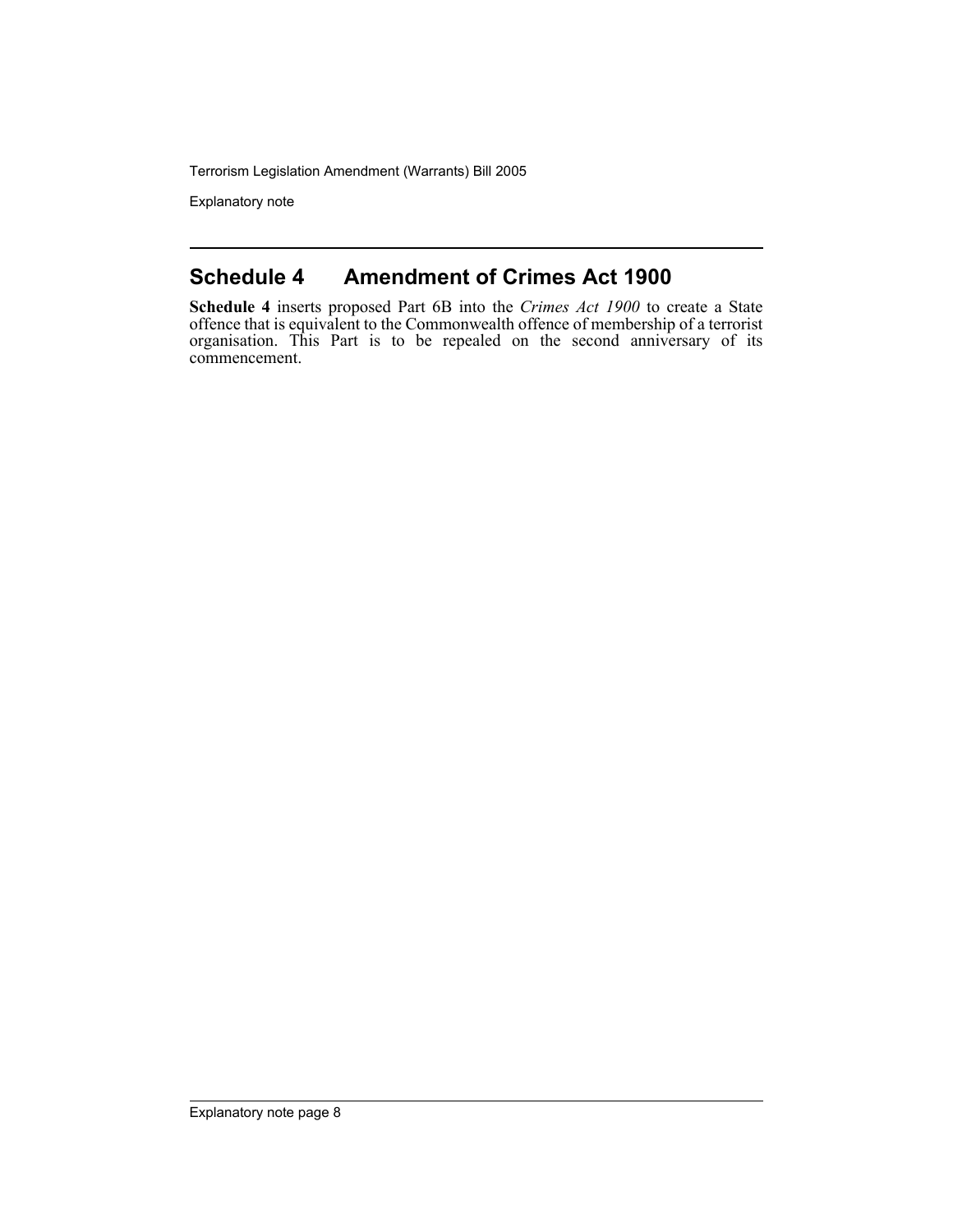## Schedule 4 Amendment of Crimes Act 1900

**Schedule 4** inserts proposed Part 6B into the *Crimes Act 1900* to create a State offence that is equivalent to the Commonwealth offence of membership of a terrorist organisation. This Part is to be repealed on the second anniversary of its commencement.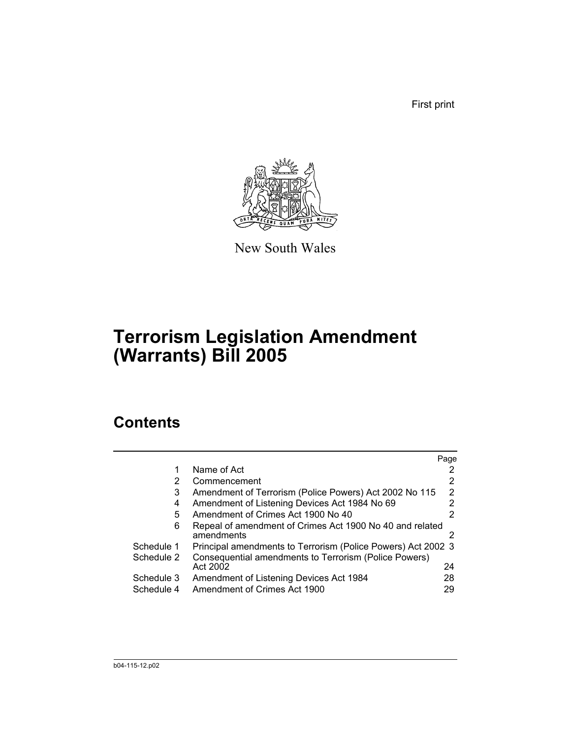First print

New South Wales

# Terrorism Legislation Amendment (Warrants) Bill 2005

## Contents

| | | Page |
|---|---|---|
| 1 | Name of Act | 2 |
| 2 | Commencement | 2 |
| 3 | Amendment of Terrorism (Police Powers) Act 2002 No 115 | 2 |
| 4 | Amendment of Listening Devices Act 1984 No 69 | 2 |
| 5 | Amendment of Crimes Act 1900 No 40 | 2 |
| 6 | Repeal of amendment of Crimes Act 1900 No 40 and related amendments | 2 |
| Schedule 1 | Principal amendments to Terrorism (Police Powers) Act 2002 | 3 |
| Schedule 2 | Consequential amendments to Terrorism (Police Powers) Act 2002 | 24 |
| Schedule 3 | Amendment of Listening Devices Act 1984 | 28 |
| Schedule 4 | Amendment of Crimes Act 1900 | 29 |

b04-115-12.p02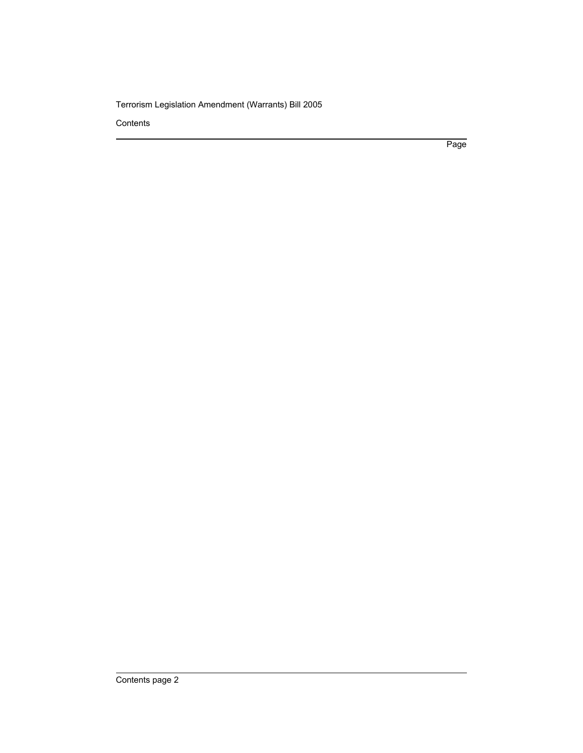Contents

Page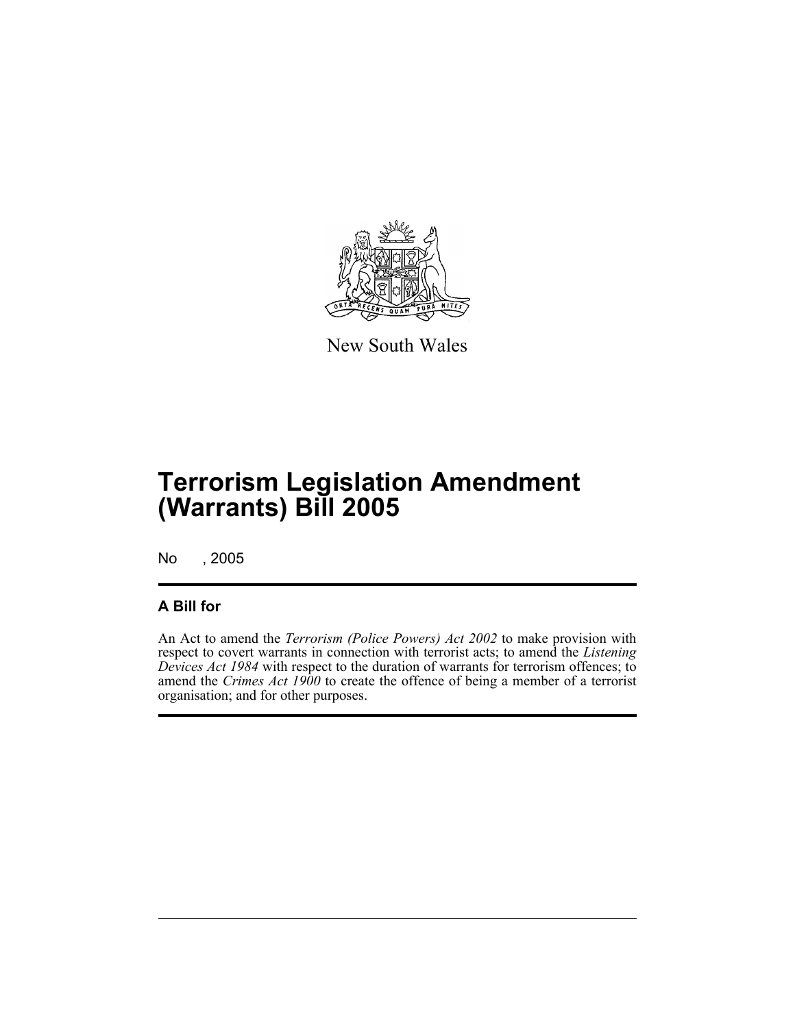New South Wales

# Terrorism Legislation Amendment (Warrants) Bill 2005

No , 2005

## A Bill for

An Act to amend the *Terrorism (Police Powers) Act 2002* to make provision with respect to covert warrants in connection with terrorist acts; to amend the *Listening Devices Act 1984* with respect to the duration of warrants for terrorism offences; to amend the *Crimes Act 1900* to create the offence of being a member of a terrorist organisation; and for other purposes.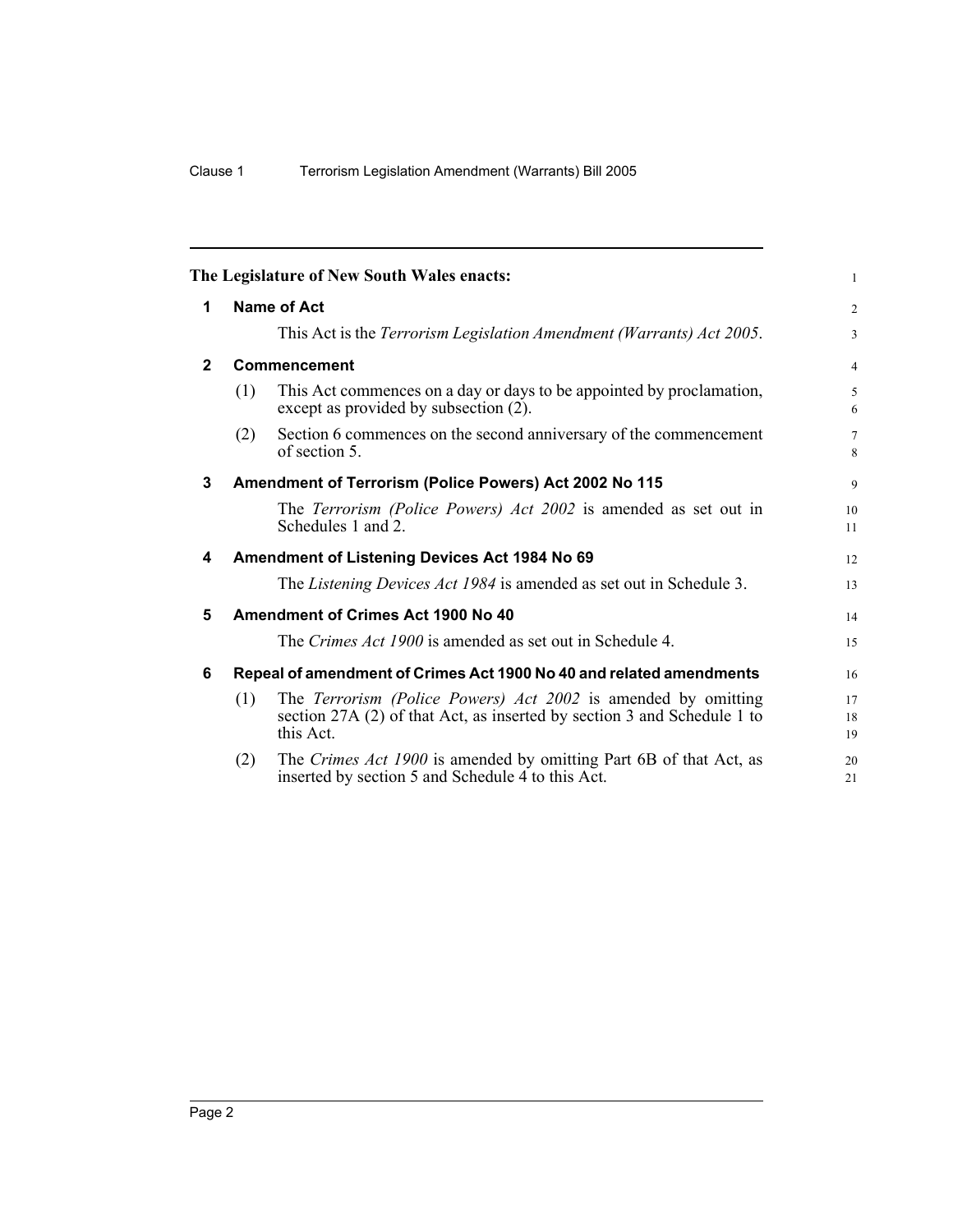**The Legislature of New South Wales enacts:**

## 1 Name of Act

This Act is the *Terrorism Legislation Amendment (Warrants) Act 2005*.

## 2 Commencement

(1) This Act commences on a day or days to be appointed by proclamation, except as provided by subsection (2).

(2) Section 6 commences on the second anniversary of the commencement of section 5.

## 3 Amendment of Terrorism (Police Powers) Act 2002 No 115

The *Terrorism (Police Powers) Act 2002* is amended as set out in Schedules 1 and 2.

## 4 Amendment of Listening Devices Act 1984 No 69

The *Listening Devices Act 1984* is amended as set out in Schedule 3.

## 5 Amendment of Crimes Act 1900 No 40

The *Crimes Act 1900* is amended as set out in Schedule 4.

## 6 Repeal of amendment of Crimes Act 1900 No 40 and related amendments

(1) The *Terrorism (Police Powers) Act 2002* is amended by omitting section 27A (2) of that Act, as inserted by section 3 and Schedule 1 to this Act.

(2) The *Crimes Act 1900* is amended by omitting Part 6B of that Act, as inserted by section 5 and Schedule 4 to this Act.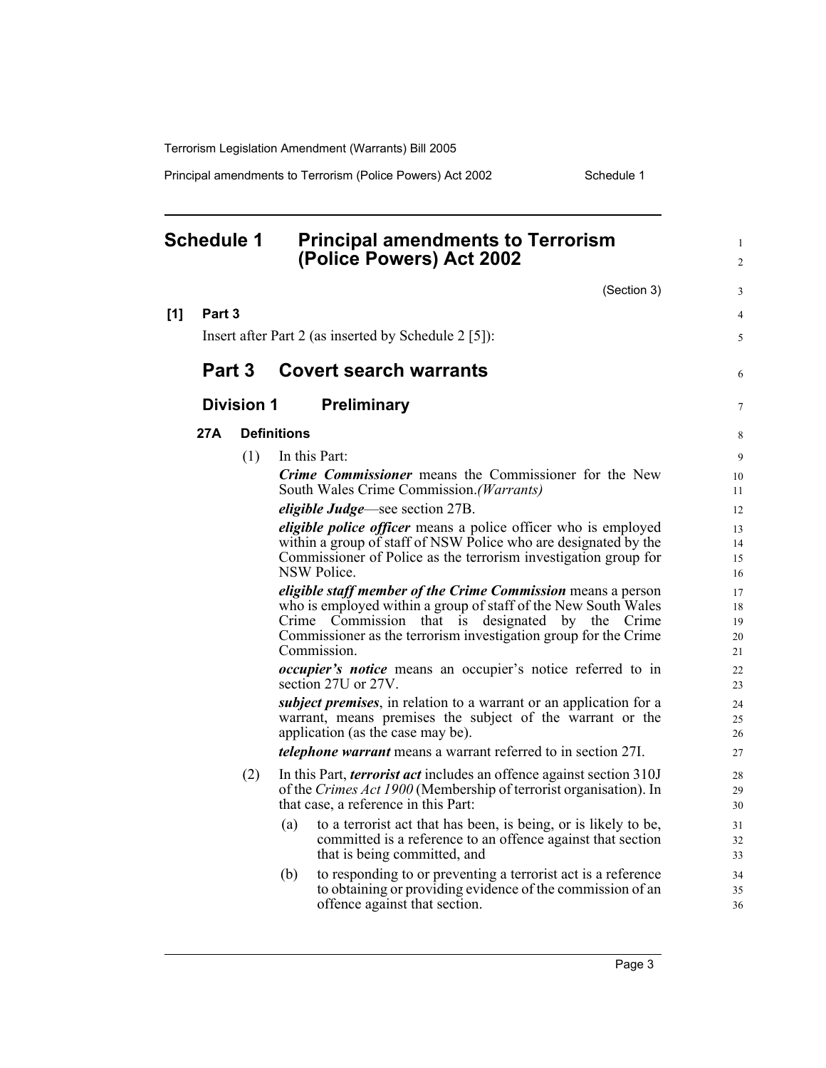# Schedule 1 Principal amendments to Terrorism (Police Powers) Act 2002

(Section 3)

**[1] Part 3**

Insert after Part 2 (as inserted by Schedule 2 [5]):

## Part 3 Covert search warrants

### Division 1 Preliminary

**27A Definitions**

(1) In this Part:

***Crime Commissioner*** means the Commissioner for the New South Wales Crime Commission.*(Warrants)*

***eligible Judge***—see section 27B.

***eligible police officer*** means a police officer who is employed within a group of staff of NSW Police who are designated by the Commissioner of Police as the terrorism investigation group for NSW Police.

***eligible staff member of the Crime Commission*** means a person who is employed within a group of staff of the New South Wales Crime Commission that is designated by the Crime Commissioner as the terrorism investigation group for the Crime Commission.

***occupier's notice*** means an occupier's notice referred to in section 27U or 27V.

***subject premises***, in relation to a warrant or an application for a warrant, means premises the subject of the warrant or the application (as the case may be).

***telephone warrant*** means a warrant referred to in section 27I.

(2) In this Part, ***terrorist act*** includes an offence against section 310J of the *Crimes Act 1900* (Membership of terrorist organisation). In that case, a reference in this Part:

(a) to a terrorist act that has been, is being, or is likely to be, committed is a reference to an offence against that section that is being committed, and

(b) to responding to or preventing a terrorist act is a reference to obtaining or providing evidence of the commission of an offence against that section.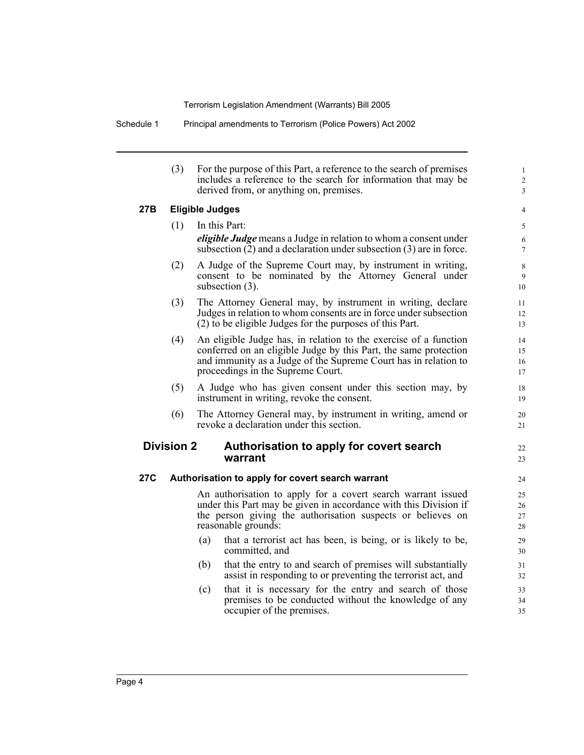(3) For the purpose of this Part, a reference to the search of premises includes a reference to the search for information that may be derived from, or anything on, premises.

### 27B Eligible Judges

(1) In this Part:

***eligible Judge*** means a Judge in relation to whom a consent under subsection (2) and a declaration under subsection (3) are in force.

(2) A Judge of the Supreme Court may, by instrument in writing, consent to be nominated by the Attorney General under subsection (3).

(3) The Attorney General may, by instrument in writing, declare Judges in relation to whom consents are in force under subsection (2) to be eligible Judges for the purposes of this Part.

(4) An eligible Judge has, in relation to the exercise of a function conferred on an eligible Judge by this Part, the same protection and immunity as a Judge of the Supreme Court has in relation to proceedings in the Supreme Court.

(5) A Judge who has given consent under this section may, by instrument in writing, revoke the consent.

(6) The Attorney General may, by instrument in writing, amend or revoke a declaration under this section.

## Division 2 Authorisation to apply for covert search warrant

### 27C Authorisation to apply for covert search warrant

An authorisation to apply for a covert search warrant issued under this Part may be given in accordance with this Division if the person giving the authorisation suspects or believes on reasonable grounds:

(a) that a terrorist act has been, is being, or is likely to be, committed, and

(b) that the entry to and search of premises will substantially assist in responding to or preventing the terrorist act, and

(c) that it is necessary for the entry and search of those premises to be conducted without the knowledge of any occupier of the premises.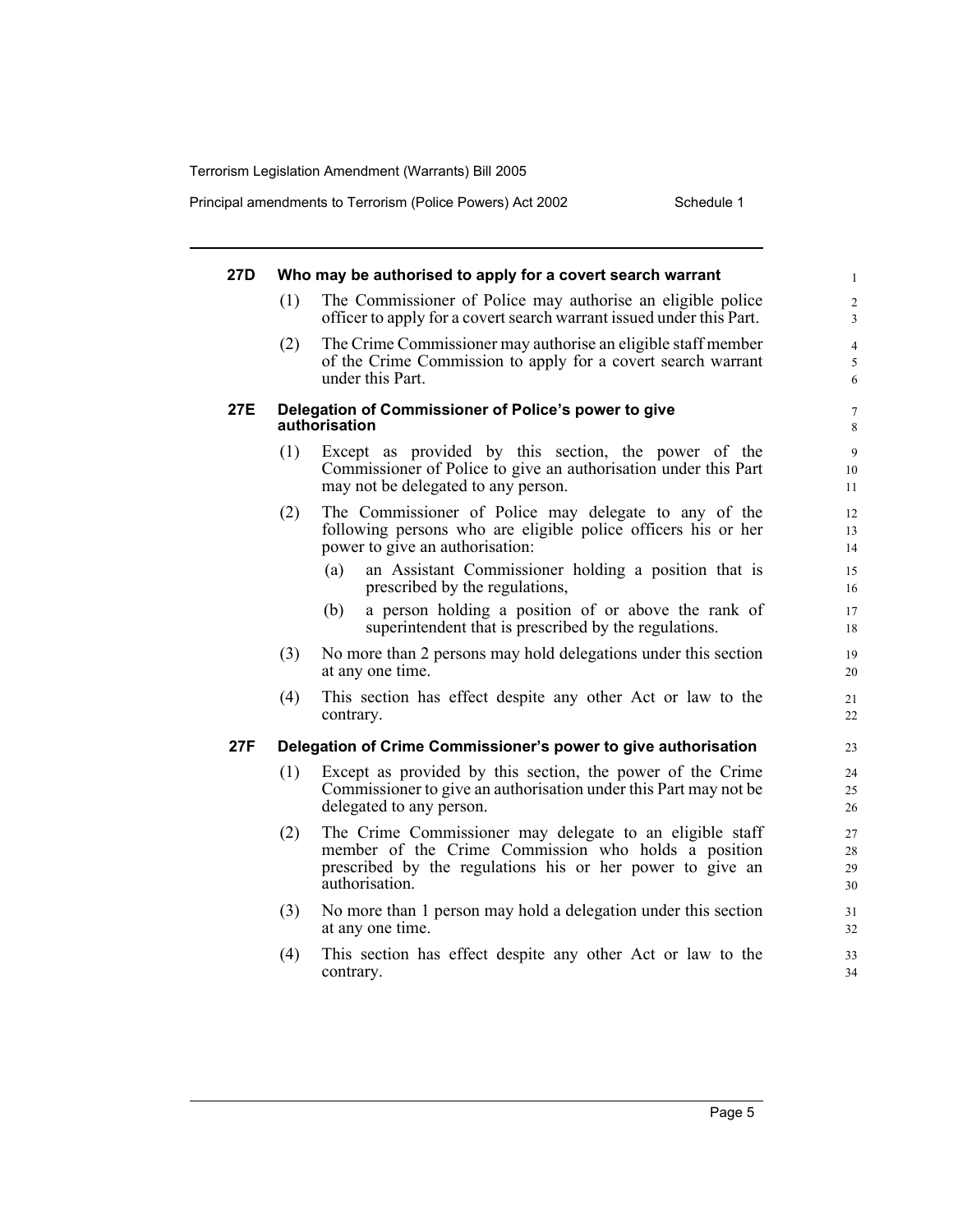### 27D Who may be authorised to apply for a covert search warrant

(1) The Commissioner of Police may authorise an eligible police officer to apply for a covert search warrant issued under this Part.

(2) The Crime Commissioner may authorise an eligible staff member of the Crime Commission to apply for a covert search warrant under this Part.

### 27E Delegation of Commissioner of Police's power to give authorisation

(1) Except as provided by this section, the power of the Commissioner of Police to give an authorisation under this Part may not be delegated to any person.

(2) The Commissioner of Police may delegate to any of the following persons who are eligible police officers his or her power to give an authorisation:

(a) an Assistant Commissioner holding a position that is prescribed by the regulations,

(b) a person holding a position of or above the rank of superintendent that is prescribed by the regulations.

(3) No more than 2 persons may hold delegations under this section at any one time.

(4) This section has effect despite any other Act or law to the contrary.

### 27F Delegation of Crime Commissioner's power to give authorisation

(1) Except as provided by this section, the power of the Crime Commissioner to give an authorisation under this Part may not be delegated to any person.

(2) The Crime Commissioner may delegate to an eligible staff member of the Crime Commission who holds a position prescribed by the regulations his or her power to give an authorisation.

(3) No more than 1 person may hold a delegation under this section at any one time.

(4) This section has effect despite any other Act or law to the contrary.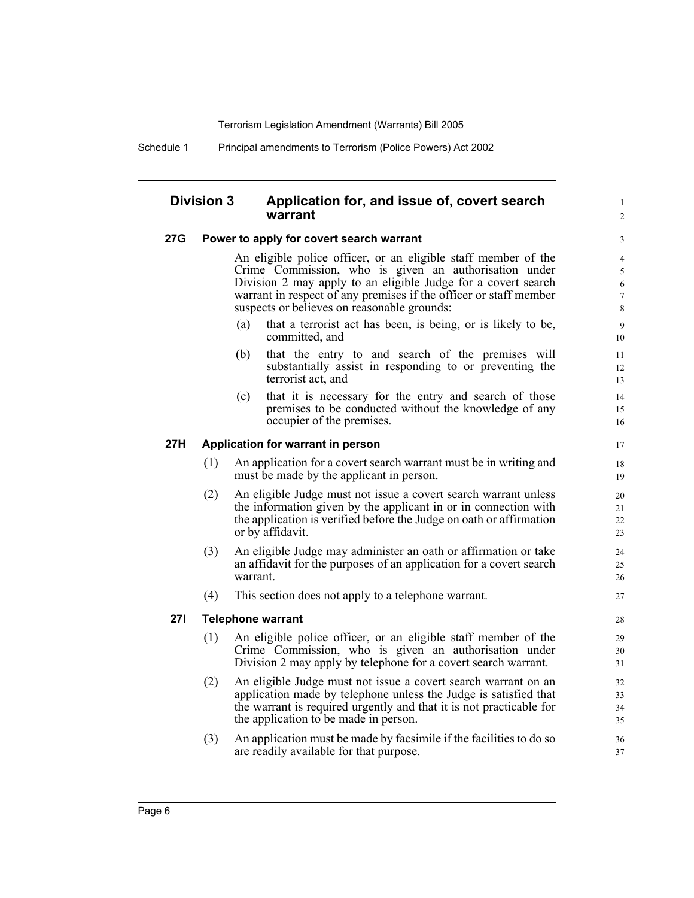## Division 3 Application for, and issue of, covert search warrant

### 27G Power to apply for covert search warrant

An eligible police officer, or an eligible staff member of the Crime Commission, who is given an authorisation under Division 2 may apply to an eligible Judge for a covert search warrant in respect of any premises if the officer or staff member suspects or believes on reasonable grounds:

(a) that a terrorist act has been, is being, or is likely to be, committed, and

(b) that the entry to and search of the premises will substantially assist in responding to or preventing the terrorist act, and

(c) that it is necessary for the entry and search of those premises to be conducted without the knowledge of any occupier of the premises.

### 27H Application for warrant in person

(1) An application for a covert search warrant must be in writing and must be made by the applicant in person.

(2) An eligible Judge must not issue a covert search warrant unless the information given by the applicant in or in connection with the application is verified before the Judge on oath or affirmation or by affidavit.

(3) An eligible Judge may administer an oath or affirmation or take an affidavit for the purposes of an application for a covert search warrant.

(4) This section does not apply to a telephone warrant.

### 27I Telephone warrant

(1) An eligible police officer, or an eligible staff member of the Crime Commission, who is given an authorisation under Division 2 may apply by telephone for a covert search warrant.

(2) An eligible Judge must not issue a covert search warrant on an application made by telephone unless the Judge is satisfied that the warrant is required urgently and that it is not practicable for the application to be made in person.

(3) An application must be made by facsimile if the facilities to do so are readily available for that purpose.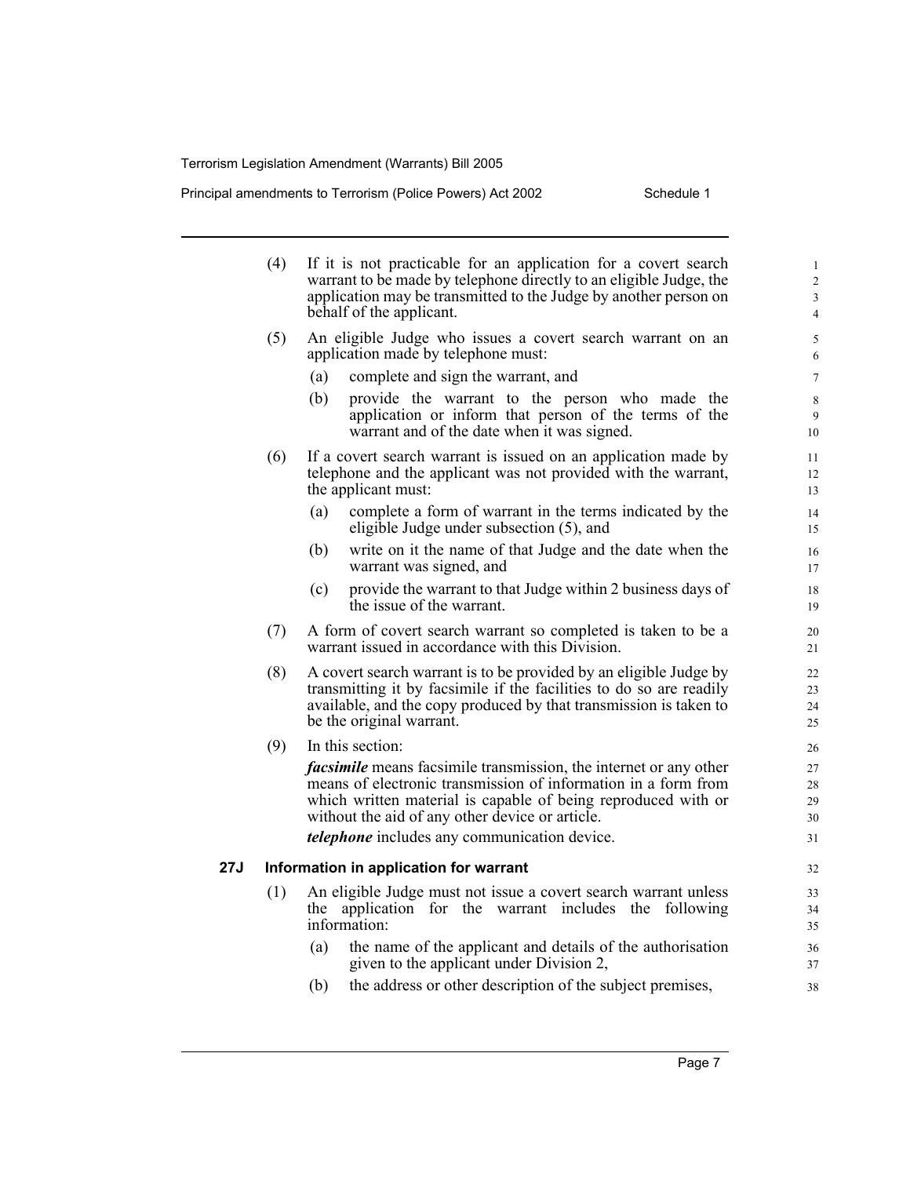(4) If it is not practicable for an application for a covert search warrant to be made by telephone directly to an eligible Judge, the application may be transmitted to the Judge by another person on behalf of the applicant.

(5) An eligible Judge who issues a covert search warrant on an application made by telephone must:

- (a) complete and sign the warrant, and
- (b) provide the warrant to the person who made the application or inform that person of the terms of the warrant and of the date when it was signed.

(6) If a covert search warrant is issued on an application made by telephone and the applicant was not provided with the warrant, the applicant must:

- (a) complete a form of warrant in the terms indicated by the eligible Judge under subsection (5), and
- (b) write on it the name of that Judge and the date when the warrant was signed, and
- (c) provide the warrant to that Judge within 2 business days of the issue of the warrant.

(7) A form of covert search warrant so completed is taken to be a warrant issued in accordance with this Division.

(8) A covert search warrant is to be provided by an eligible Judge by transmitting it by facsimile if the facilities to do so are readily available, and the copy produced by that transmission is taken to be the original warrant.

(9) In this section:

***facsimile*** means facsimile transmission, the internet or any other means of electronic transmission of information in a form from which written material is capable of being reproduced with or without the aid of any other device or article.

***telephone*** includes any communication device.

### 27J Information in application for warrant

(1) An eligible Judge must not issue a covert search warrant unless the application for the warrant includes the following information:

- (a) the name of the applicant and details of the authorisation given to the applicant under Division 2,
- (b) the address or other description of the subject premises,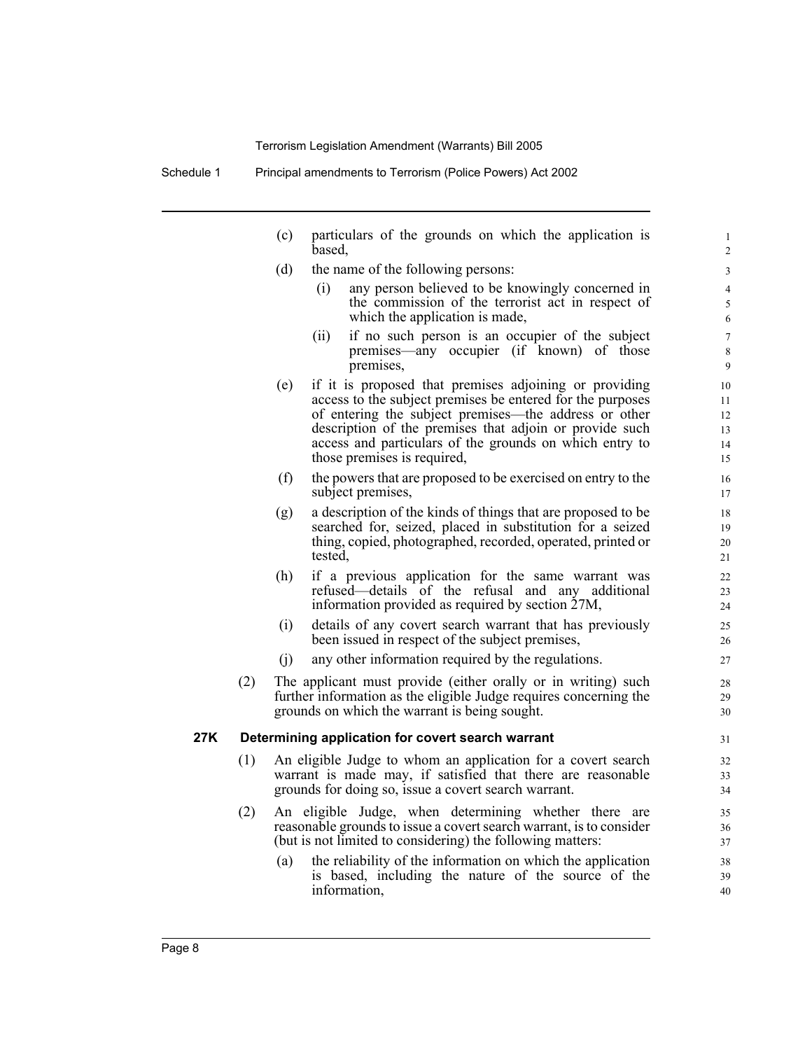(c) particulars of the grounds on which the application is based,

(d) the name of the following persons:

  (i) any person believed to be knowingly concerned in the commission of the terrorist act in respect of which the application is made,

  (ii) if no such person is an occupier of the subject premises—any occupier (if known) of those premises,

(e) if it is proposed that premises adjoining or providing access to the subject premises be entered for the purposes of entering the subject premises—the address or other description of the premises that adjoin or provide such access and particulars of the grounds on which entry to those premises is required,

(f) the powers that are proposed to be exercised on entry to the subject premises,

(g) a description of the kinds of things that are proposed to be searched for, seized, placed in substitution for a seized thing, copied, photographed, recorded, operated, printed or tested,

(h) if a previous application for the same warrant was refused—details of the refusal and any additional information provided as required by section 27M,

(i) details of any covert search warrant that has previously been issued in respect of the subject premises,

(j) any other information required by the regulations.

(2) The applicant must provide (either orally or in writing) such further information as the eligible Judge requires concerning the grounds on which the warrant is being sought.

**27K Determining application for covert search warrant**

(1) An eligible Judge to whom an application for a covert search warrant is made may, if satisfied that there are reasonable grounds for doing so, issue a covert search warrant.

(2) An eligible Judge, when determining whether there are reasonable grounds to issue a covert search warrant, is to consider (but is not limited to considering) the following matters:

(a) the reliability of the information on which the application is based, including the nature of the source of the information,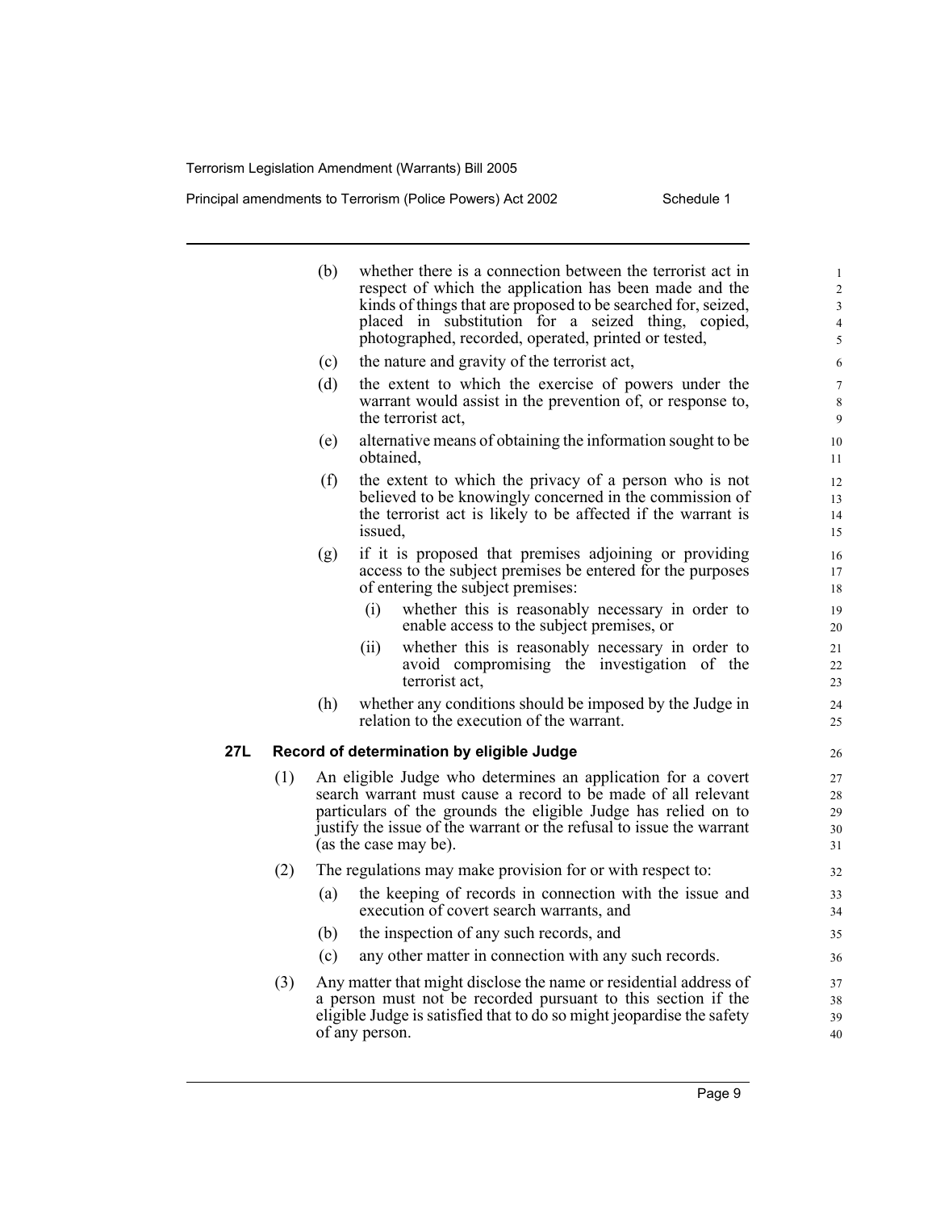(b) whether there is a connection between the terrorist act in respect of which the application has been made and the kinds of things that are proposed to be searched for, seized, placed in substitution for a seized thing, copied, photographed, recorded, operated, printed or tested,

(c) the nature and gravity of the terrorist act,

(d) the extent to which the exercise of powers under the warrant would assist in the prevention of, or response to, the terrorist act,

(e) alternative means of obtaining the information sought to be obtained,

(f) the extent to which the privacy of a person who is not believed to be knowingly concerned in the commission of the terrorist act is likely to be affected if the warrant is issued,

(g) if it is proposed that premises adjoining or providing access to the subject premises be entered for the purposes of entering the subject premises:

  (i) whether this is reasonably necessary in order to enable access to the subject premises, or

  (ii) whether this is reasonably necessary in order to avoid compromising the investigation of the terrorist act,

(h) whether any conditions should be imposed by the Judge in relation to the execution of the warrant.

### 27L Record of determination by eligible Judge

(1) An eligible Judge who determines an application for a covert search warrant must cause a record to be made of all relevant particulars of the grounds the eligible Judge has relied on to justify the issue of the warrant or the refusal to issue the warrant (as the case may be).

(2) The regulations may make provision for or with respect to:

  (a) the keeping of records in connection with the issue and execution of covert search warrants, and

  (b) the inspection of any such records, and

  (c) any other matter in connection with any such records.

(3) Any matter that might disclose the name or residential address of a person must not be recorded pursuant to this section if the eligible Judge is satisfied that to do so might jeopardise the safety of any person.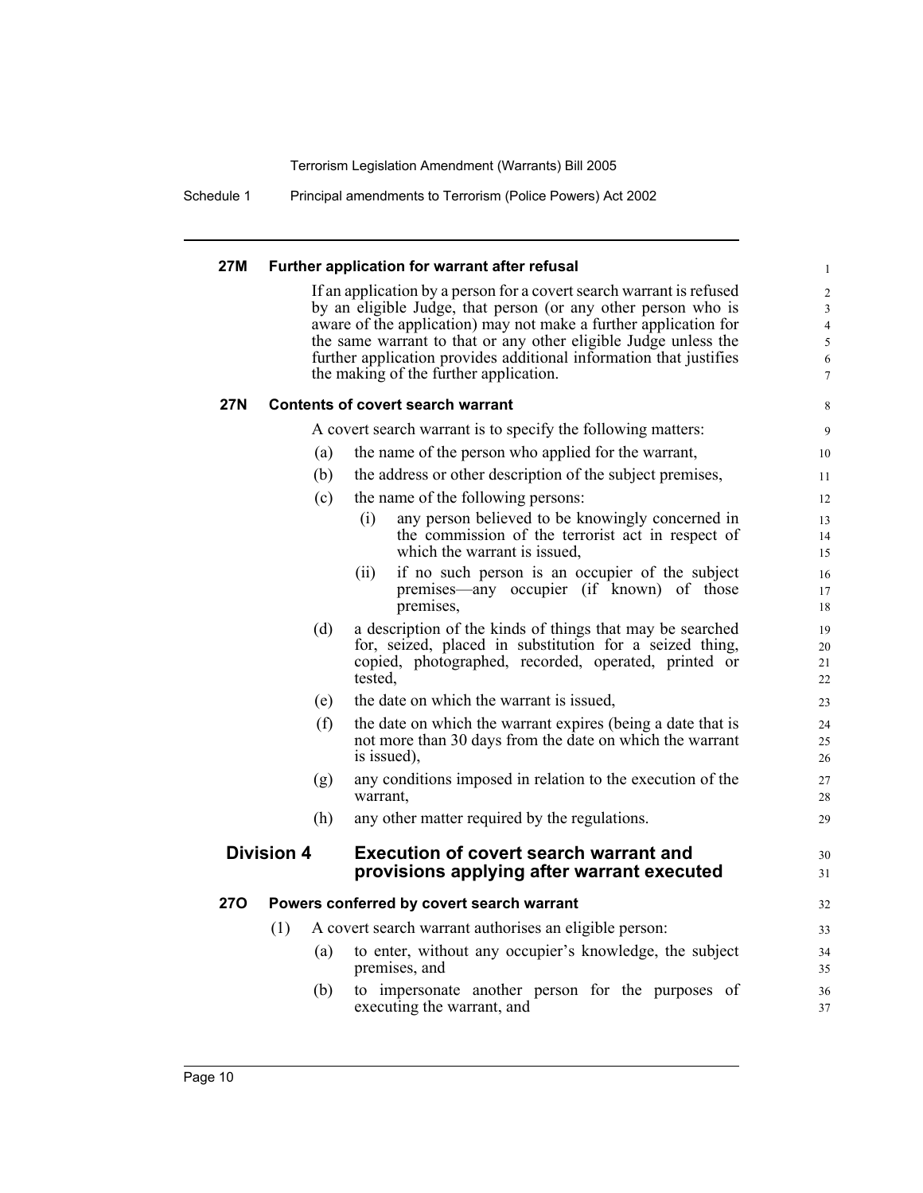#### 27M Further application for warrant after refusal

If an application by a person for a covert search warrant is refused by an eligible Judge, that person (or any other person who is aware of the application) may not make a further application for the same warrant to that or any other eligible Judge unless the further application provides additional information that justifies the making of the further application.

#### 27N Contents of covert search warrant

A covert search warrant is to specify the following matters:

(a) the name of the person who applied for the warrant,

(b) the address or other description of the subject premises,

(c) the name of the following persons:

(i) any person believed to be knowingly concerned in the commission of the terrorist act in respect of which the warrant is issued,

(ii) if no such person is an occupier of the subject premises—any occupier (if known) of those premises,

(d) a description of the kinds of things that may be searched for, seized, placed in substitution for a seized thing, copied, photographed, recorded, operated, printed or tested,

(e) the date on which the warrant is issued,

(f) the date on which the warrant expires (being a date that is not more than 30 days from the date on which the warrant is issued),

(g) any conditions imposed in relation to the execution of the warrant,

(h) any other matter required by the regulations.

### Division 4 Execution of covert search warrant and provisions applying after warrant executed

#### 27O Powers conferred by covert search warrant

(1) A covert search warrant authorises an eligible person:

(a) to enter, without any occupier's knowledge, the subject premises, and

(b) to impersonate another person for the purposes of executing the warrant, and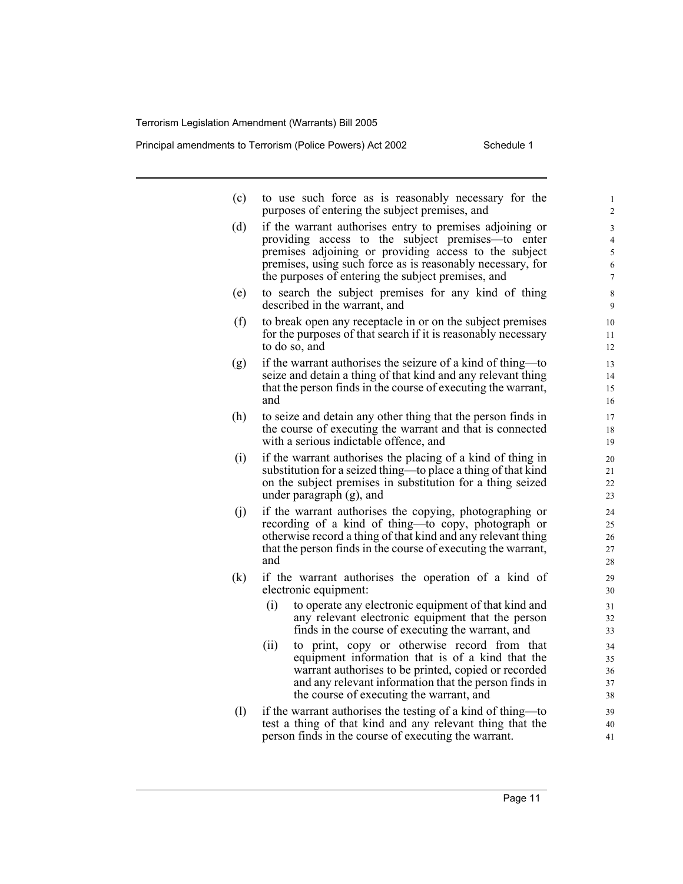(c) to use such force as is reasonably necessary for the purposes of entering the subject premises, and

(d) if the warrant authorises entry to premises adjoining or providing access to the subject premises—to enter premises adjoining or providing access to the subject premises, using such force as is reasonably necessary, for the purposes of entering the subject premises, and

(e) to search the subject premises for any kind of thing described in the warrant, and

(f) to break open any receptacle in or on the subject premises for the purposes of that search if it is reasonably necessary to do so, and

(g) if the warrant authorises the seizure of a kind of thing—to seize and detain a thing of that kind and any relevant thing that the person finds in the course of executing the warrant, and

(h) to seize and detain any other thing that the person finds in the course of executing the warrant and that is connected with a serious indictable offence, and

(i) if the warrant authorises the placing of a kind of thing in substitution for a seized thing—to place a thing of that kind on the subject premises in substitution for a thing seized under paragraph (g), and

(j) if the warrant authorises the copying, photographing or recording of a kind of thing—to copy, photograph or otherwise record a thing of that kind and any relevant thing that the person finds in the course of executing the warrant, and

(k) if the warrant authorises the operation of a kind of electronic equipment:

  (i) to operate any electronic equipment of that kind and any relevant electronic equipment that the person finds in the course of executing the warrant, and

  (ii) to print, copy or otherwise record from that equipment information that is of a kind that the warrant authorises to be printed, copied or recorded and any relevant information that the person finds in the course of executing the warrant, and

(l) if the warrant authorises the testing of a kind of thing—to test a thing of that kind and any relevant thing that the person finds in the course of executing the warrant.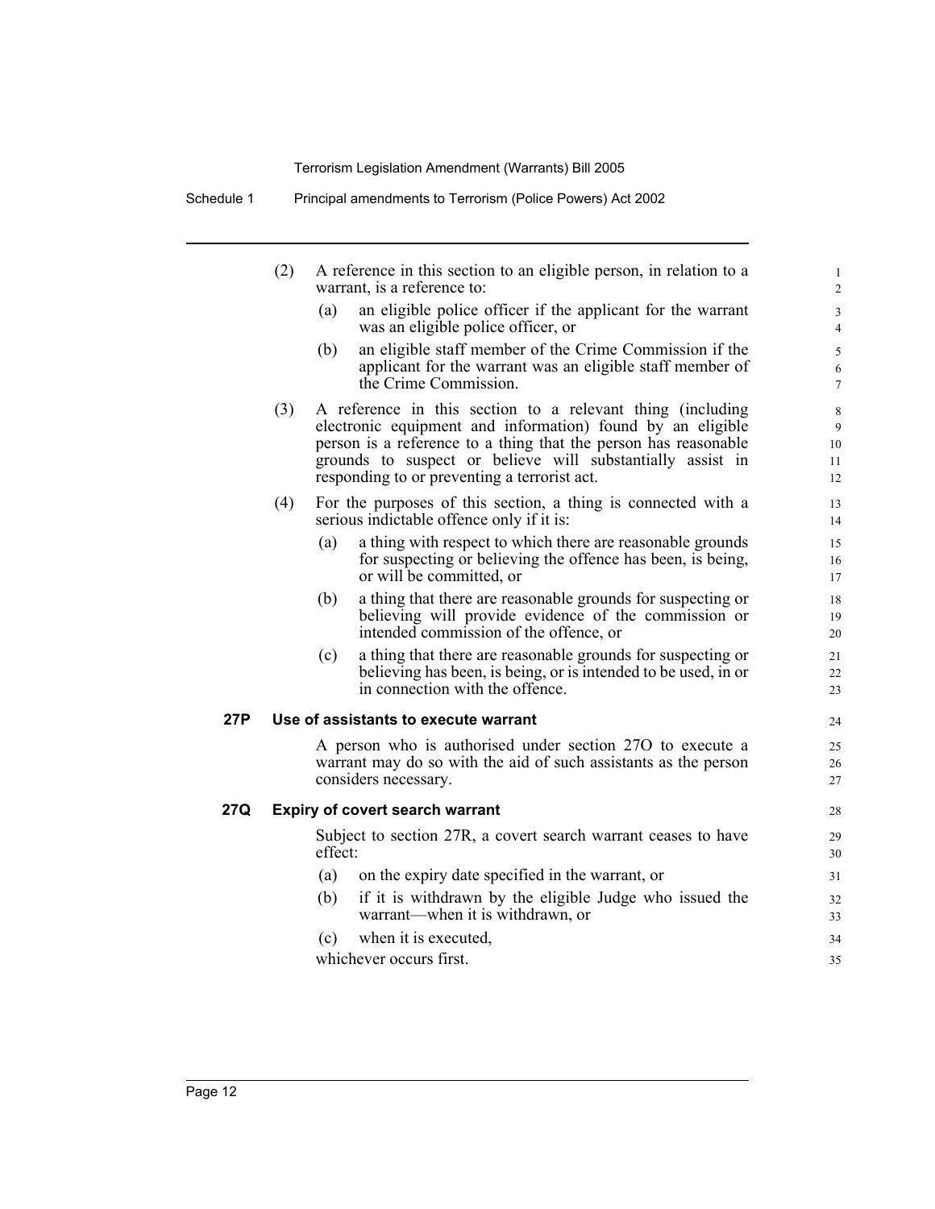(2) A reference in this section to an eligible person, in relation to a warrant, is a reference to:

(a) an eligible police officer if the applicant for the warrant was an eligible police officer, or

(b) an eligible staff member of the Crime Commission if the applicant for the warrant was an eligible staff member of the Crime Commission.

(3) A reference in this section to a relevant thing (including electronic equipment and information) found by an eligible person is a reference to a thing that the person has reasonable grounds to suspect or believe will substantially assist in responding to or preventing a terrorist act.

(4) For the purposes of this section, a thing is connected with a serious indictable offence only if it is:

(a) a thing with respect to which there are reasonable grounds for suspecting or believing the offence has been, is being, or will be committed, or

(b) a thing that there are reasonable grounds for suspecting or believing will provide evidence of the commission or intended commission of the offence, or

(c) a thing that there are reasonable grounds for suspecting or believing has been, is being, or is intended to be used, in or in connection with the offence.

### 27P Use of assistants to execute warrant

A person who is authorised under section 27O to execute a warrant may do so with the aid of such assistants as the person considers necessary.

### 27Q Expiry of covert search warrant

Subject to section 27R, a covert search warrant ceases to have effect:

(a) on the expiry date specified in the warrant, or

(b) if it is withdrawn by the eligible Judge who issued the warrant—when it is withdrawn, or

(c) when it is executed,

whichever occurs first.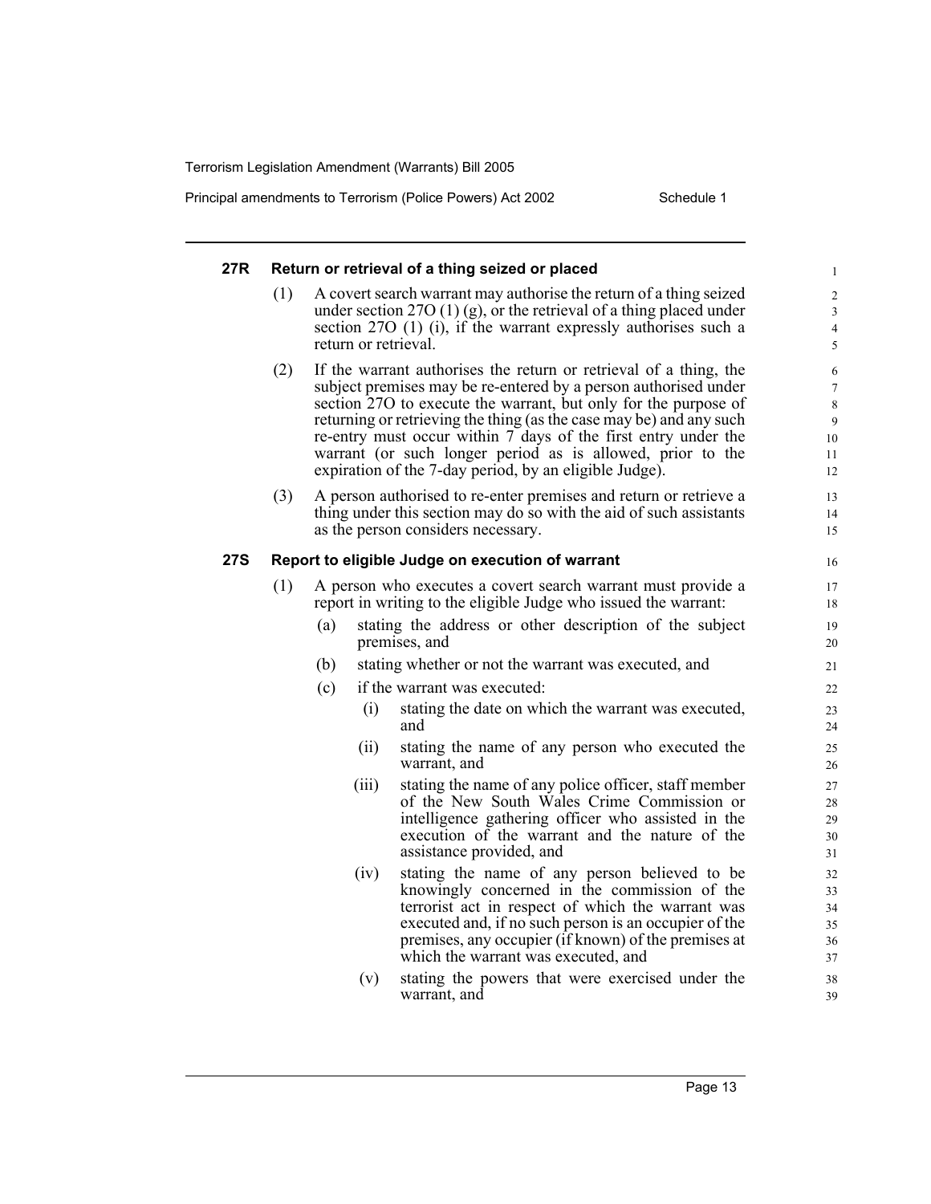**27R Return or retrieval of a thing seized or placed**

(1) A covert search warrant may authorise the return of a thing seized under section 27O (1) (g), or the retrieval of a thing placed under section 27O (1) (i), if the warrant expressly authorises such a return or retrieval.

(2) If the warrant authorises the return or retrieval of a thing, the subject premises may be re-entered by a person authorised under section 27O to execute the warrant, but only for the purpose of returning or retrieving the thing (as the case may be) and any such re-entry must occur within 7 days of the first entry under the warrant (or such longer period as is allowed, prior to the expiration of the 7-day period, by an eligible Judge).

(3) A person authorised to re-enter premises and return or retrieve a thing under this section may do so with the aid of such assistants as the person considers necessary.

**27S Report to eligible Judge on execution of warrant**

(1) A person who executes a covert search warrant must provide a report in writing to the eligible Judge who issued the warrant:

(a) stating the address or other description of the subject premises, and

(b) stating whether or not the warrant was executed, and

(c) if the warrant was executed:

(i) stating the date on which the warrant was executed, and

(ii) stating the name of any person who executed the warrant, and

(iii) stating the name of any police officer, staff member of the New South Wales Crime Commission or intelligence gathering officer who assisted in the execution of the warrant and the nature of the assistance provided, and

(iv) stating the name of any person believed to be knowingly concerned in the commission of the terrorist act in respect of which the warrant was executed and, if no such person is an occupier of the premises, any occupier (if known) of the premises at which the warrant was executed, and

(v) stating the powers that were exercised under the warrant, and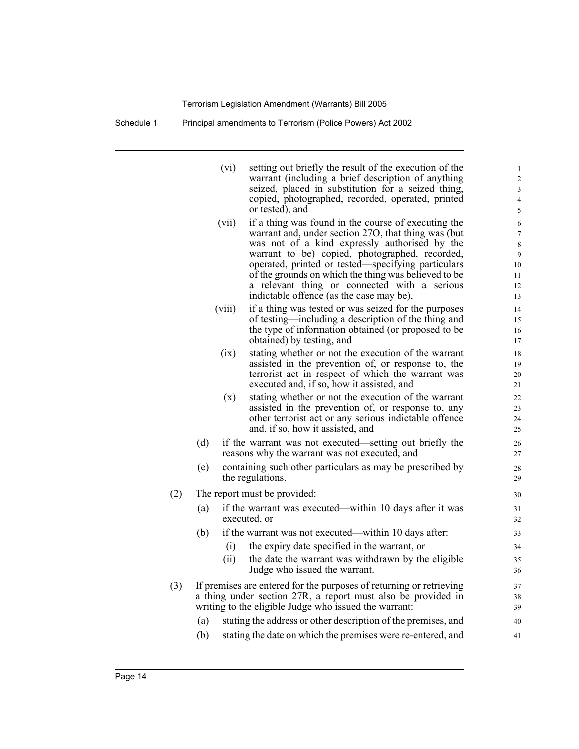(vi) setting out briefly the result of the execution of the warrant (including a brief description of anything seized, placed in substitution for a seized thing, copied, photographed, recorded, operated, printed or tested), and

(vii) if a thing was found in the course of executing the warrant and, under section 27O, that thing was (but was not of a kind expressly authorised by the warrant to be) copied, photographed, recorded, operated, printed or tested—specifying particulars of the grounds on which the thing was believed to be a relevant thing or connected with a serious indictable offence (as the case may be),

(viii) if a thing was tested or was seized for the purposes of testing—including a description of the thing and the type of information obtained (or proposed to be obtained) by testing, and

(ix) stating whether or not the execution of the warrant assisted in the prevention of, or response to, the terrorist act in respect of which the warrant was executed and, if so, how it assisted, and

(x) stating whether or not the execution of the warrant assisted in the prevention of, or response to, any other terrorist act or any serious indictable offence and, if so, how it assisted, and

(d) if the warrant was not executed—setting out briefly the reasons why the warrant was not executed, and

(e) containing such other particulars as may be prescribed by the regulations.

(2) The report must be provided:

(a) if the warrant was executed—within 10 days after it was executed, or

(b) if the warrant was not executed—within 10 days after:

(i) the expiry date specified in the warrant, or

(ii) the date the warrant was withdrawn by the eligible Judge who issued the warrant.

(3) If premises are entered for the purposes of returning or retrieving a thing under section 27R, a report must also be provided in writing to the eligible Judge who issued the warrant:

(a) stating the address or other description of the premises, and

(b) stating the date on which the premises were re-entered, and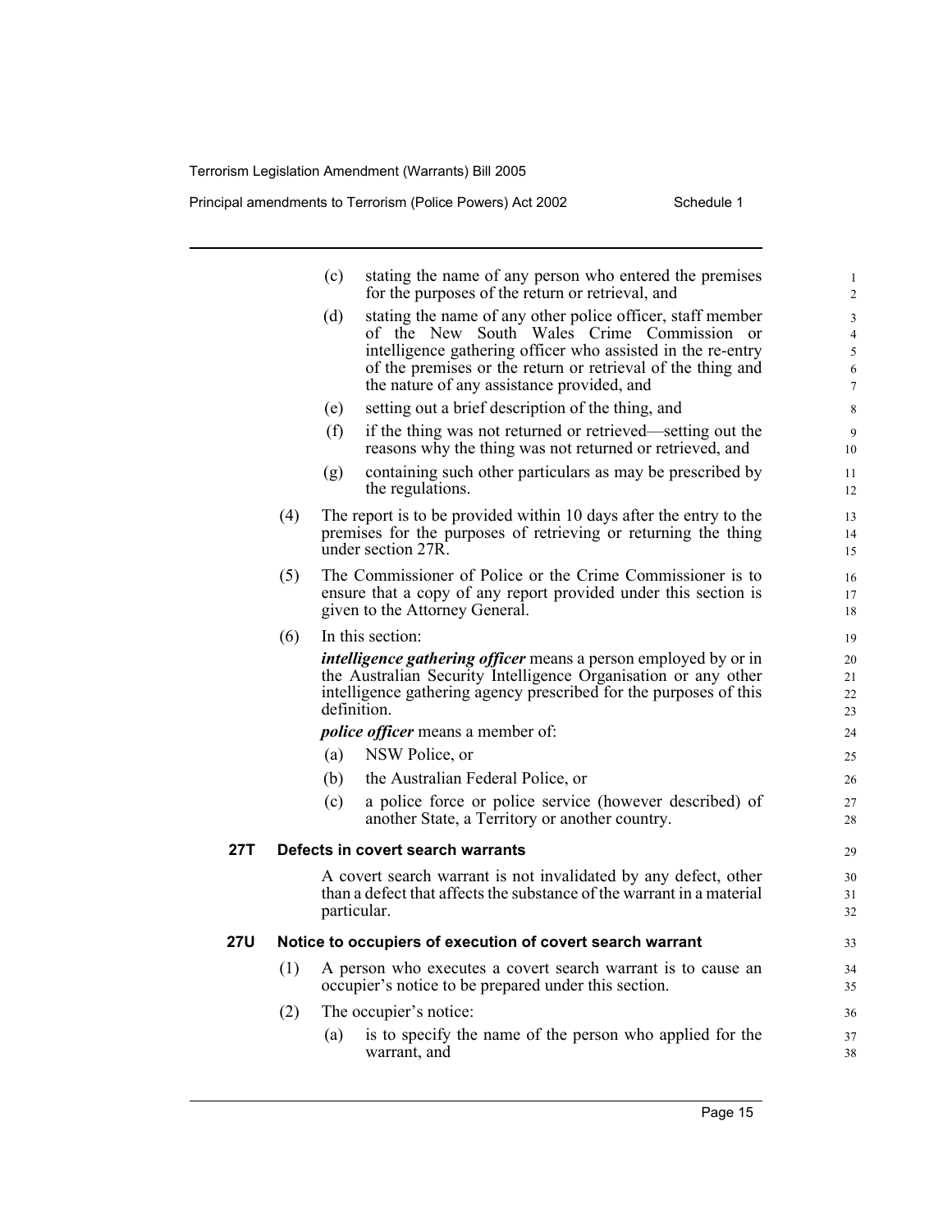(c) stating the name of any person who entered the premises for the purposes of the return or retrieval, and

(d) stating the name of any other police officer, staff member of the New South Wales Crime Commission or intelligence gathering officer who assisted in the re-entry of the premises or the return or retrieval of the thing and the nature of any assistance provided, and

(e) setting out a brief description of the thing, and

(f) if the thing was not returned or retrieved—setting out the reasons why the thing was not returned or retrieved, and

(g) containing such other particulars as may be prescribed by the regulations.

(4) The report is to be provided within 10 days after the entry to the premises for the purposes of retrieving or returning the thing under section 27R.

(5) The Commissioner of Police or the Crime Commissioner is to ensure that a copy of any report provided under this section is given to the Attorney General.

(6) In this section:

***intelligence gathering officer*** means a person employed by or in the Australian Security Intelligence Organisation or any other intelligence gathering agency prescribed for the purposes of this definition.

***police officer*** means a member of:

(a) NSW Police, or

(b) the Australian Federal Police, or

(c) a police force or police service (however described) of another State, a Territory or another country.

**27T Defects in covert search warrants**

A covert search warrant is not invalidated by any defect, other than a defect that affects the substance of the warrant in a material particular.

**27U Notice to occupiers of execution of covert search warrant**

(1) A person who executes a covert search warrant is to cause an occupier's notice to be prepared under this section.

(2) The occupier's notice:

(a) is to specify the name of the person who applied for the warrant, and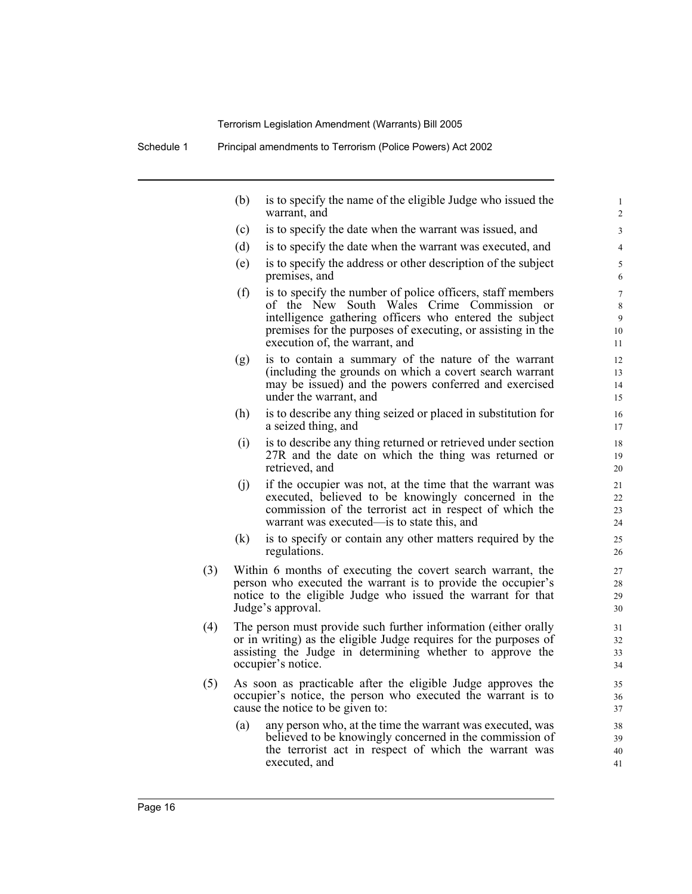(b) is to specify the name of the eligible Judge who issued the warrant, and

(c) is to specify the date when the warrant was issued, and

(d) is to specify the date when the warrant was executed, and

(e) is to specify the address or other description of the subject premises, and

(f) is to specify the number of police officers, staff members of the New South Wales Crime Commission or intelligence gathering officers who entered the subject premises for the purposes of executing, or assisting in the execution of, the warrant, and

(g) is to contain a summary of the nature of the warrant (including the grounds on which a covert search warrant may be issued) and the powers conferred and exercised under the warrant, and

(h) is to describe any thing seized or placed in substitution for a seized thing, and

(i) is to describe any thing returned or retrieved under section 27R and the date on which the thing was returned or retrieved, and

(j) if the occupier was not, at the time that the warrant was executed, believed to be knowingly concerned in the commission of the terrorist act in respect of which the warrant was executed—is to state this, and

(k) is to specify or contain any other matters required by the regulations.

(3) Within 6 months of executing the covert search warrant, the person who executed the warrant is to provide the occupier's notice to the eligible Judge who issued the warrant for that Judge's approval.

(4) The person must provide such further information (either orally or in writing) as the eligible Judge requires for the purposes of assisting the Judge in determining whether to approve the occupier's notice.

(5) As soon as practicable after the eligible Judge approves the occupier's notice, the person who executed the warrant is to cause the notice to be given to:

(a) any person who, at the time the warrant was executed, was believed to be knowingly concerned in the commission of the terrorist act in respect of which the warrant was executed, and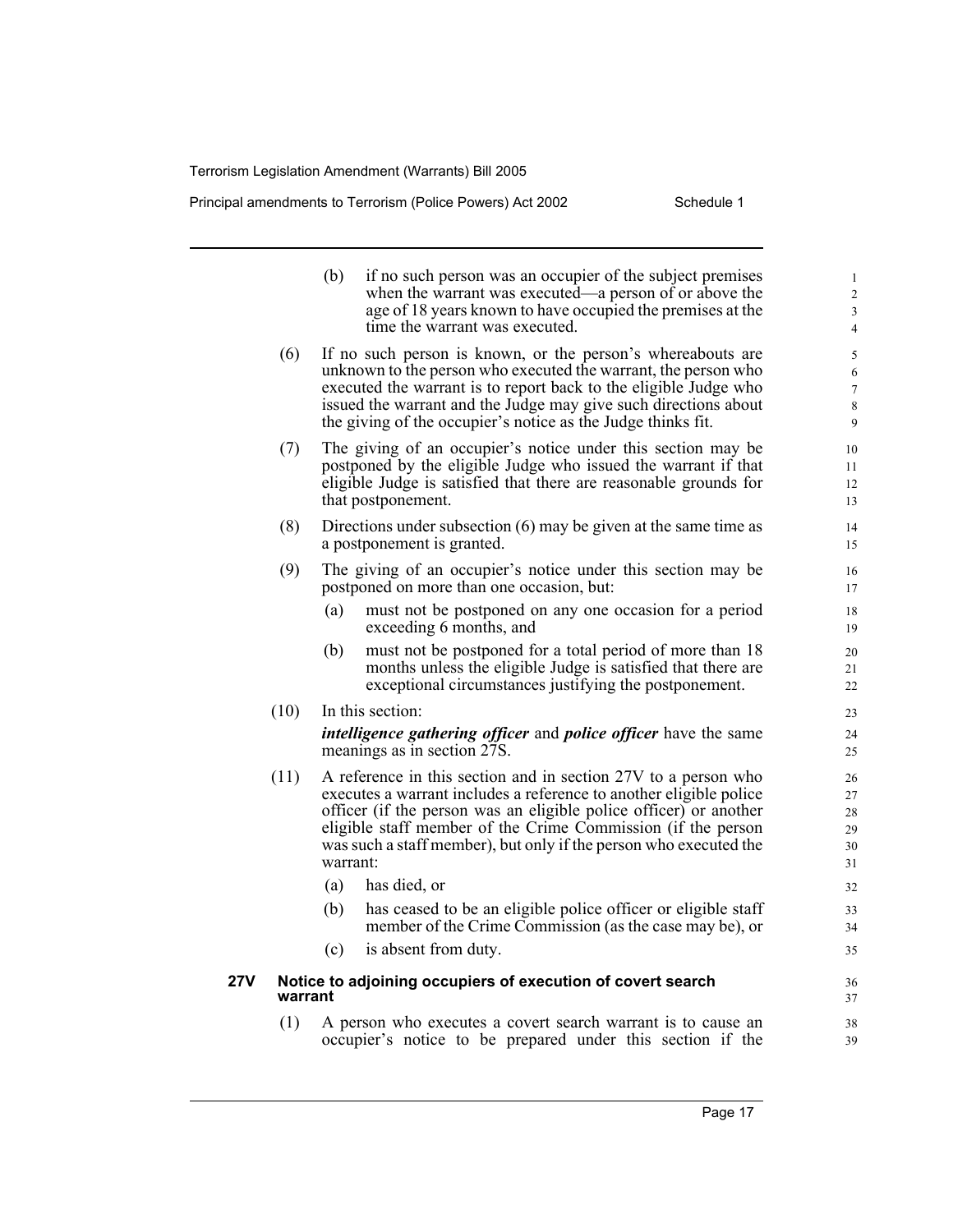(b) if no such person was an occupier of the subject premises when the warrant was executed—a person of or above the age of 18 years known to have occupied the premises at the time the warrant was executed.

(6) If no such person is known, or the person's whereabouts are unknown to the person who executed the warrant, the person who executed the warrant is to report back to the eligible Judge who issued the warrant and the Judge may give such directions about the giving of the occupier's notice as the Judge thinks fit.

(7) The giving of an occupier's notice under this section may be postponed by the eligible Judge who issued the warrant if that eligible Judge is satisfied that there are reasonable grounds for that postponement.

(8) Directions under subsection (6) may be given at the same time as a postponement is granted.

(9) The giving of an occupier's notice under this section may be postponed on more than one occasion, but:

(a) must not be postponed on any one occasion for a period exceeding 6 months, and

(b) must not be postponed for a total period of more than 18 months unless the eligible Judge is satisfied that there are exceptional circumstances justifying the postponement.

(10) In this section:

***intelligence gathering officer*** and ***police officer*** have the same meanings as in section 27S.

(11) A reference in this section and in section 27V to a person who executes a warrant includes a reference to another eligible police officer (if the person was an eligible police officer) or another eligible staff member of the Crime Commission (if the person was such a staff member), but only if the person who executed the warrant:

(a) has died, or

(b) has ceased to be an eligible police officer or eligible staff member of the Crime Commission (as the case may be), or

(c) is absent from duty.

### 27V Notice to adjoining occupiers of execution of covert search warrant

(1) A person who executes a covert search warrant is to cause an occupier's notice to be prepared under this section if the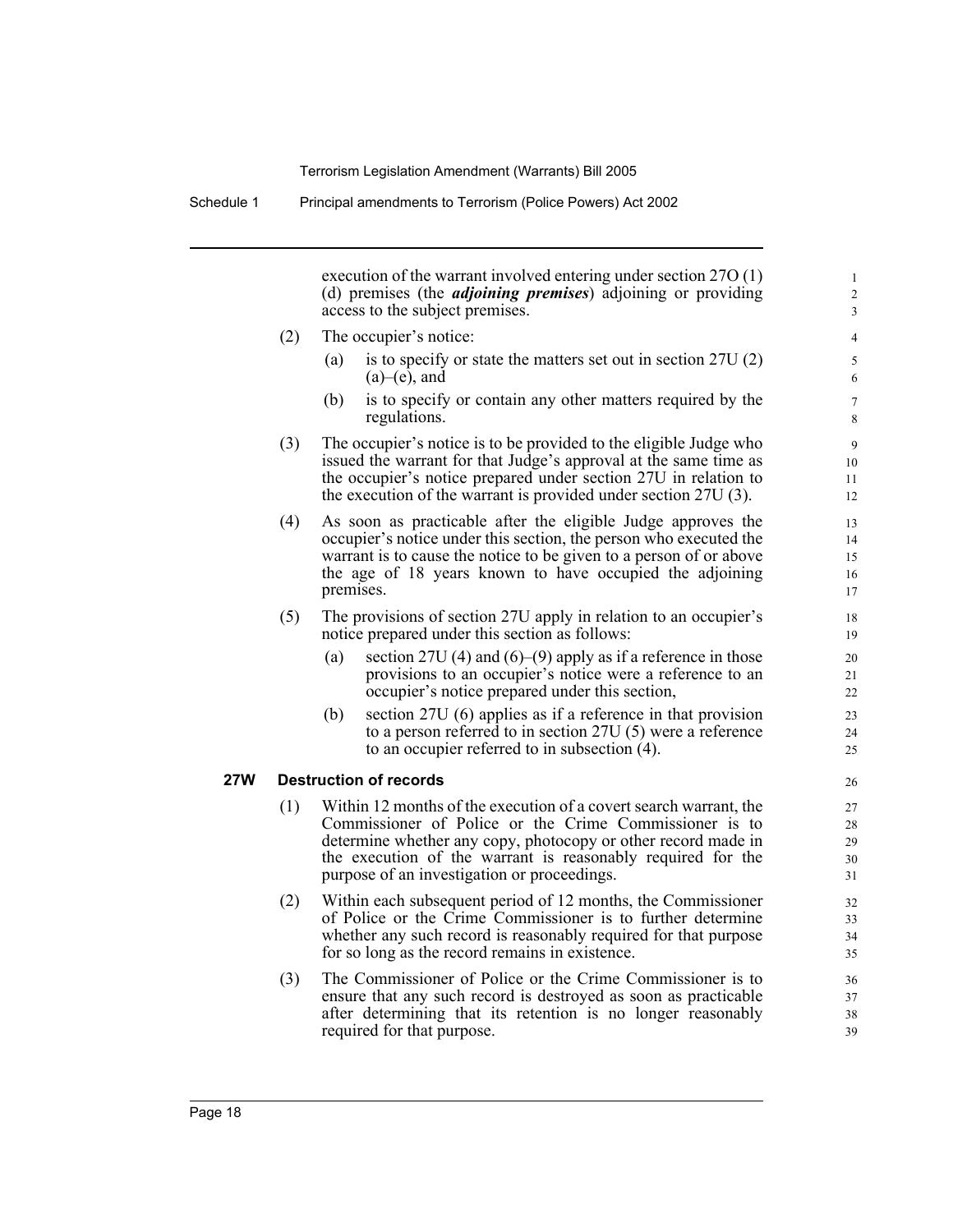execution of the warrant involved entering under section 27O (1) (d) premises (the ***adjoining premises***) adjoining or providing access to the subject premises.

(2) The occupier's notice:

(a) is to specify or state the matters set out in section 27U (2) (a)–(e), and

(b) is to specify or contain any other matters required by the regulations.

(3) The occupier's notice is to be provided to the eligible Judge who issued the warrant for that Judge's approval at the same time as the occupier's notice prepared under section 27U in relation to the execution of the warrant is provided under section 27U (3).

(4) As soon as practicable after the eligible Judge approves the occupier's notice under this section, the person who executed the warrant is to cause the notice to be given to a person of or above the age of 18 years known to have occupied the adjoining premises.

(5) The provisions of section 27U apply in relation to an occupier's notice prepared under this section as follows:

(a) section 27U (4) and (6)–(9) apply as if a reference in those provisions to an occupier's notice were a reference to an occupier's notice prepared under this section,

(b) section 27U (6) applies as if a reference in that provision to a person referred to in section 27U (5) were a reference to an occupier referred to in subsection (4).

### 27W Destruction of records

(1) Within 12 months of the execution of a covert search warrant, the Commissioner of Police or the Crime Commissioner is to determine whether any copy, photocopy or other record made in the execution of the warrant is reasonably required for the purpose of an investigation or proceedings.

(2) Within each subsequent period of 12 months, the Commissioner of Police or the Crime Commissioner is to further determine whether any such record is reasonably required for that purpose for so long as the record remains in existence.

(3) The Commissioner of Police or the Crime Commissioner is to ensure that any such record is destroyed as soon as practicable after determining that its retention is no longer reasonably required for that purpose.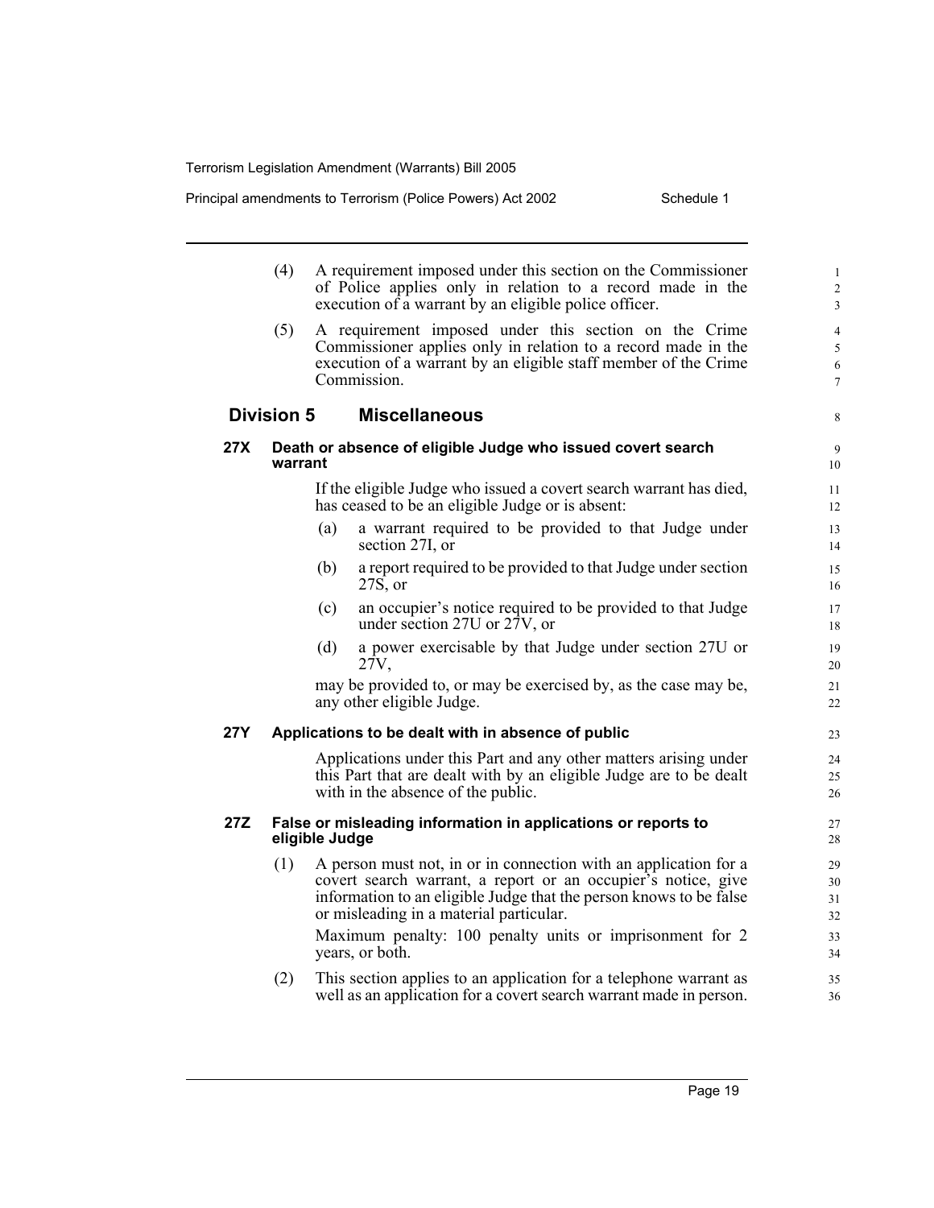(4) A requirement imposed under this section on the Commissioner of Police applies only in relation to a record made in the execution of a warrant by an eligible police officer.

(5) A requirement imposed under this section on the Crime Commissioner applies only in relation to a record made in the execution of a warrant by an eligible staff member of the Crime Commission.

## Division 5 Miscellaneous

### 27X Death or absence of eligible Judge who issued covert search warrant

If the eligible Judge who issued a covert search warrant has died, has ceased to be an eligible Judge or is absent:

(a) a warrant required to be provided to that Judge under section 27I, or

(b) a report required to be provided to that Judge under section 27S, or

(c) an occupier's notice required to be provided to that Judge under section 27U or 27V, or

(d) a power exercisable by that Judge under section 27U or 27V,

may be provided to, or may be exercised by, as the case may be, any other eligible Judge.

### 27Y Applications to be dealt with in absence of public

Applications under this Part and any other matters arising under this Part that are dealt with by an eligible Judge are to be dealt with in the absence of the public.

### 27Z False or misleading information in applications or reports to eligible Judge

(1) A person must not, in or in connection with an application for a covert search warrant, a report or an occupier's notice, give information to an eligible Judge that the person knows to be false or misleading in a material particular.

Maximum penalty: 100 penalty units or imprisonment for 2 years, or both.

(2) This section applies to an application for a telephone warrant as well as an application for a covert search warrant made in person.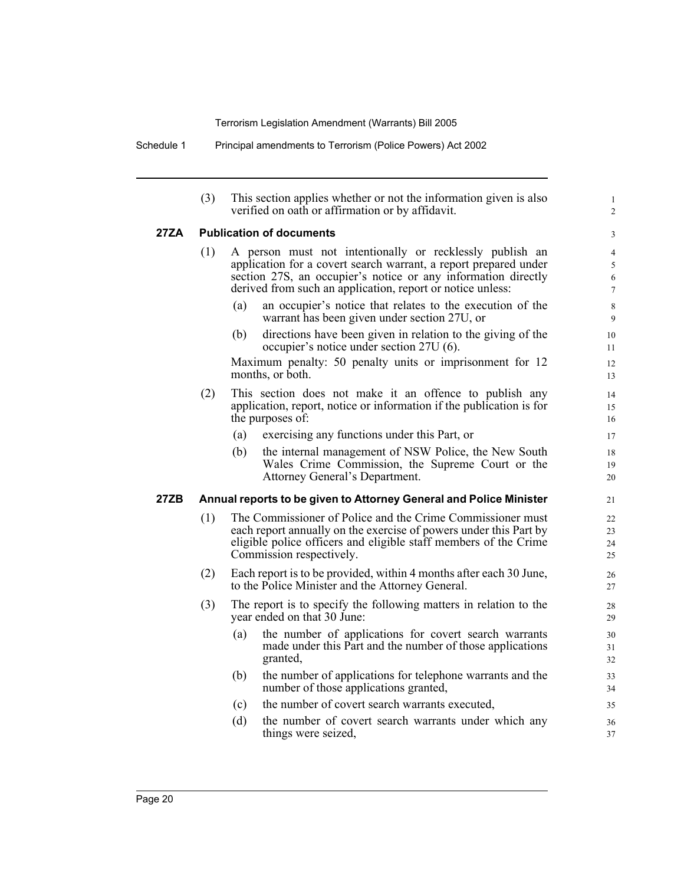(3) This section applies whether or not the information given is also verified on oath or affirmation or by affidavit.

**27ZA Publication of documents**

(1) A person must not intentionally or recklessly publish an application for a covert search warrant, a report prepared under section 27S, an occupier's notice or any information directly derived from such an application, report or notice unless:

(a) an occupier's notice that relates to the execution of the warrant has been given under section 27U, or

(b) directions have been given in relation to the giving of the occupier's notice under section 27U (6).

Maximum penalty: 50 penalty units or imprisonment for 12 months, or both.

(2) This section does not make it an offence to publish any application, report, notice or information if the publication is for the purposes of:

(a) exercising any functions under this Part, or

(b) the internal management of NSW Police, the New South Wales Crime Commission, the Supreme Court or the Attorney General's Department.

**27ZB Annual reports to be given to Attorney General and Police Minister**

(1) The Commissioner of Police and the Crime Commissioner must each report annually on the exercise of powers under this Part by eligible police officers and eligible staff members of the Crime Commission respectively.

(2) Each report is to be provided, within 4 months after each 30 June, to the Police Minister and the Attorney General.

(3) The report is to specify the following matters in relation to the year ended on that 30 June:

(a) the number of applications for covert search warrants made under this Part and the number of those applications granted,

(b) the number of applications for telephone warrants and the number of those applications granted,

(c) the number of covert search warrants executed,

(d) the number of covert search warrants under which any things were seized,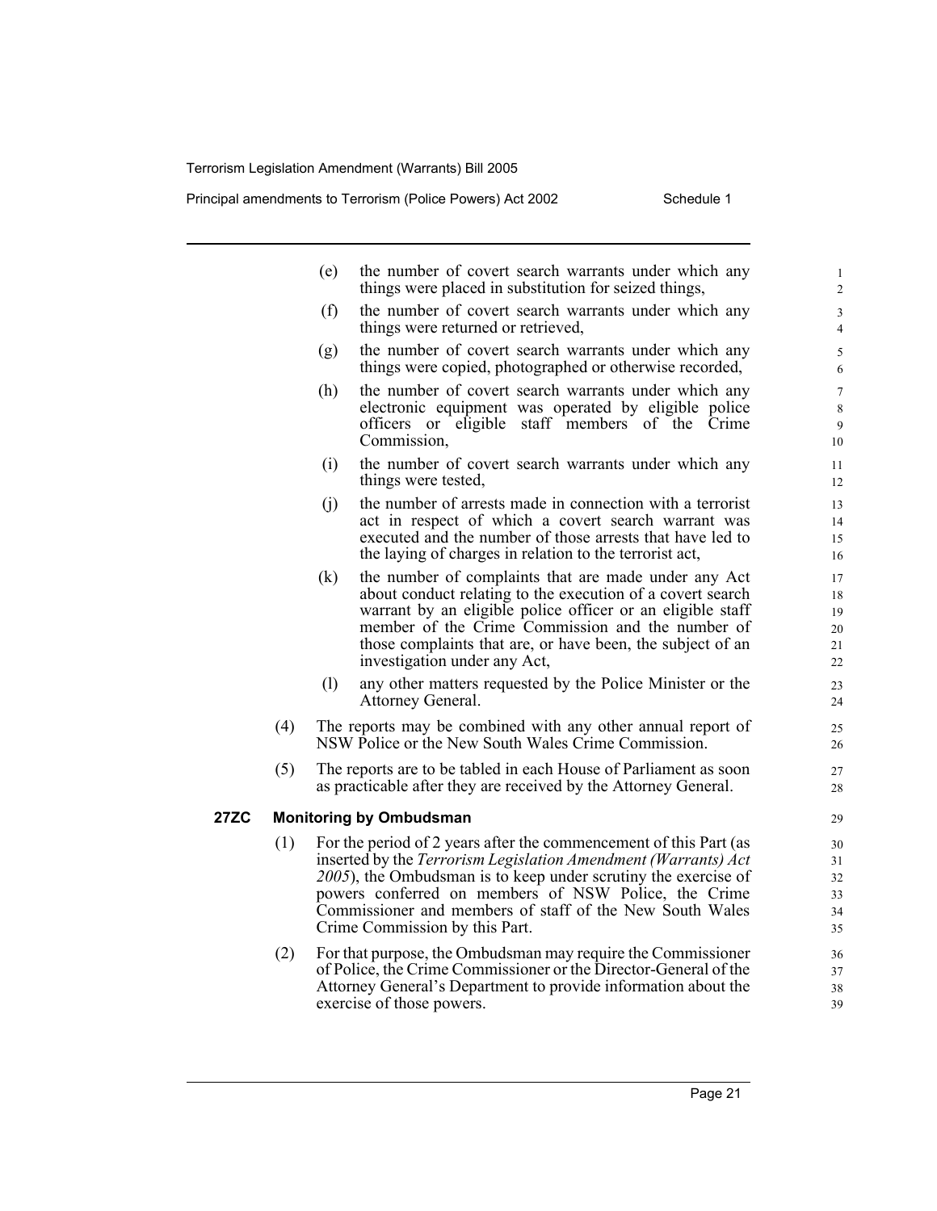(e) the number of covert search warrants under which any things were placed in substitution for seized things,

(f) the number of covert search warrants under which any things were returned or retrieved,

(g) the number of covert search warrants under which any things were copied, photographed or otherwise recorded,

(h) the number of covert search warrants under which any electronic equipment was operated by eligible police officers or eligible staff members of the Crime Commission,

(i) the number of covert search warrants under which any things were tested,

(j) the number of arrests made in connection with a terrorist act in respect of which a covert search warrant was executed and the number of those arrests that have led to the laying of charges in relation to the terrorist act,

(k) the number of complaints that are made under any Act about conduct relating to the execution of a covert search warrant by an eligible police officer or an eligible staff member of the Crime Commission and the number of those complaints that are, or have been, the subject of an investigation under any Act,

(l) any other matters requested by the Police Minister or the Attorney General.

(4) The reports may be combined with any other annual report of NSW Police or the New South Wales Crime Commission.

(5) The reports are to be tabled in each House of Parliament as soon as practicable after they are received by the Attorney General.

**27ZC Monitoring by Ombudsman**

(1) For the period of 2 years after the commencement of this Part (as inserted by the *Terrorism Legislation Amendment (Warrants) Act 2005*), the Ombudsman is to keep under scrutiny the exercise of powers conferred on members of NSW Police, the Crime Commissioner and members of staff of the New South Wales Crime Commission by this Part.

(2) For that purpose, the Ombudsman may require the Commissioner of Police, the Crime Commissioner or the Director-General of the Attorney General's Department to provide information about the exercise of those powers.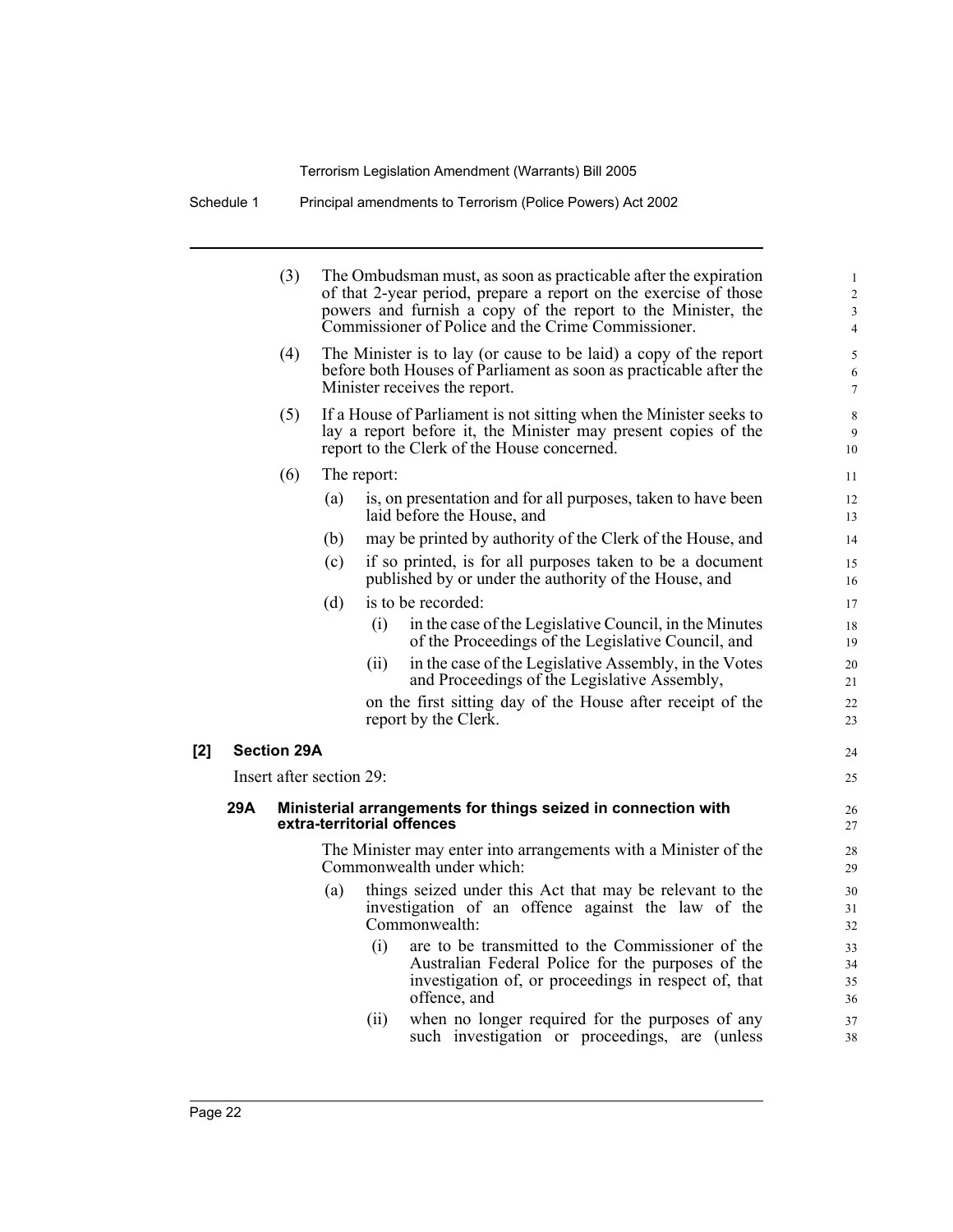(3) The Ombudsman must, as soon as practicable after the expiration of that 2-year period, prepare a report on the exercise of those powers and furnish a copy of the report to the Minister, the Commissioner of Police and the Crime Commissioner.

(4) The Minister is to lay (or cause to be laid) a copy of the report before both Houses of Parliament as soon as practicable after the Minister receives the report.

(5) If a House of Parliament is not sitting when the Minister seeks to lay a report before it, the Minister may present copies of the report to the Clerk of the House concerned.

(6) The report:

- (a) is, on presentation and for all purposes, taken to have been laid before the House, and
- (b) may be printed by authority of the Clerk of the House, and
- (c) if so printed, is for all purposes taken to be a document published by or under the authority of the House, and
- (d) is to be recorded:
  - (i) in the case of the Legislative Council, in the Minutes of the Proceedings of the Legislative Council, and
  - (ii) in the case of the Legislative Assembly, in the Votes and Proceedings of the Legislative Assembly,

  on the first sitting day of the House after receipt of the report by the Clerk.

**[2] Section 29A**

Insert after section 29:

**29A Ministerial arrangements for things seized in connection with extra-territorial offences**

The Minister may enter into arrangements with a Minister of the Commonwealth under which:

- (a) things seized under this Act that may be relevant to the investigation of an offence against the law of the Commonwealth:
  - (i) are to be transmitted to the Commissioner of the Australian Federal Police for the purposes of the investigation of, or proceedings in respect of, that offence, and
  - (ii) when no longer required for the purposes of any such investigation or proceedings, are (unless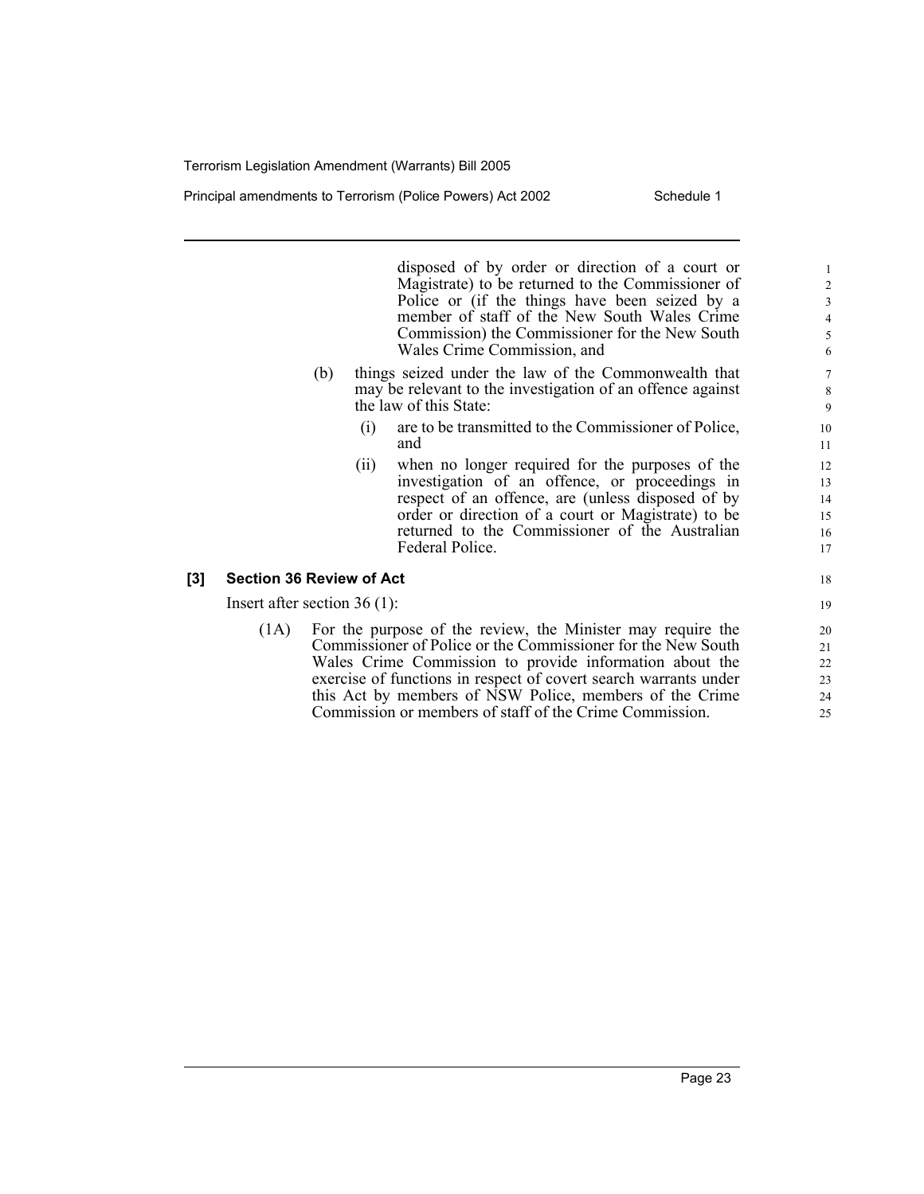disposed of by order or direction of a court or Magistrate) to be returned to the Commissioner of Police or (if the things have been seized by a member of staff of the New South Wales Crime Commission) the Commissioner for the New South Wales Crime Commission, and

(b) things seized under the law of the Commonwealth that may be relevant to the investigation of an offence against the law of this State:

(i) are to be transmitted to the Commissioner of Police, and

(ii) when no longer required for the purposes of the investigation of an offence, or proceedings in respect of an offence, are (unless disposed of by order or direction of a court or Magistrate) to be returned to the Commissioner of the Australian Federal Police.

**[3] Section 36 Review of Act**

Insert after section 36 (1):

(1A) For the purpose of the review, the Minister may require the Commissioner of Police or the Commissioner for the New South Wales Crime Commission to provide information about the exercise of functions in respect of covert search warrants under this Act by members of NSW Police, members of the Crime Commission or members of staff of the Crime Commission.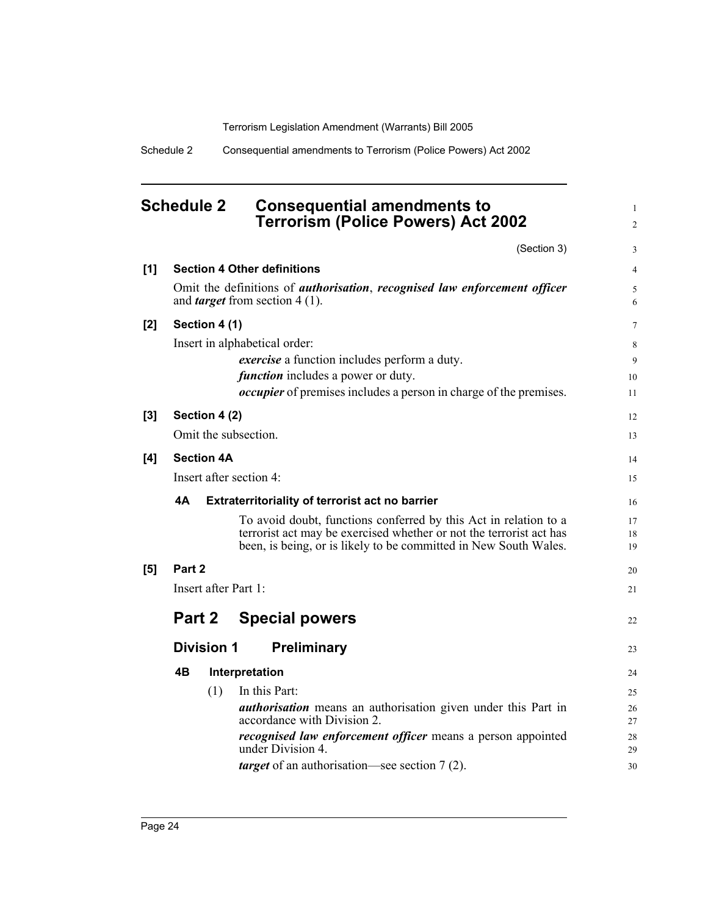## Schedule 2 Consequential amendments to Terrorism (Police Powers) Act 2002

(Section 3)

**[1] Section 4 Other definitions**

Omit the definitions of ***authorisation***, ***recognised law enforcement officer*** and ***target*** from section 4 (1).

**[2] Section 4 (1)**

Insert in alphabetical order:

***exercise*** a function includes perform a duty.

***function*** includes a power or duty.

***occupier*** of premises includes a person in charge of the premises.

**[3] Section 4 (2)**

Omit the subsection.

**[4] Section 4A**

Insert after section 4:

**4A Extraterritoriality of terrorist act no barrier**

To avoid doubt, functions conferred by this Act in relation to a terrorist act may be exercised whether or not the terrorist act has been, is being, or is likely to be committed in New South Wales.

**[5] Part 2**

Insert after Part 1:

### Part 2 Special powers

#### Division 1 Preliminary

**4B Interpretation**

(1) In this Part:

***authorisation*** means an authorisation given under this Part in accordance with Division 2.

***recognised law enforcement officer*** means a person appointed under Division 4.

***target*** of an authorisation—see section 7 (2).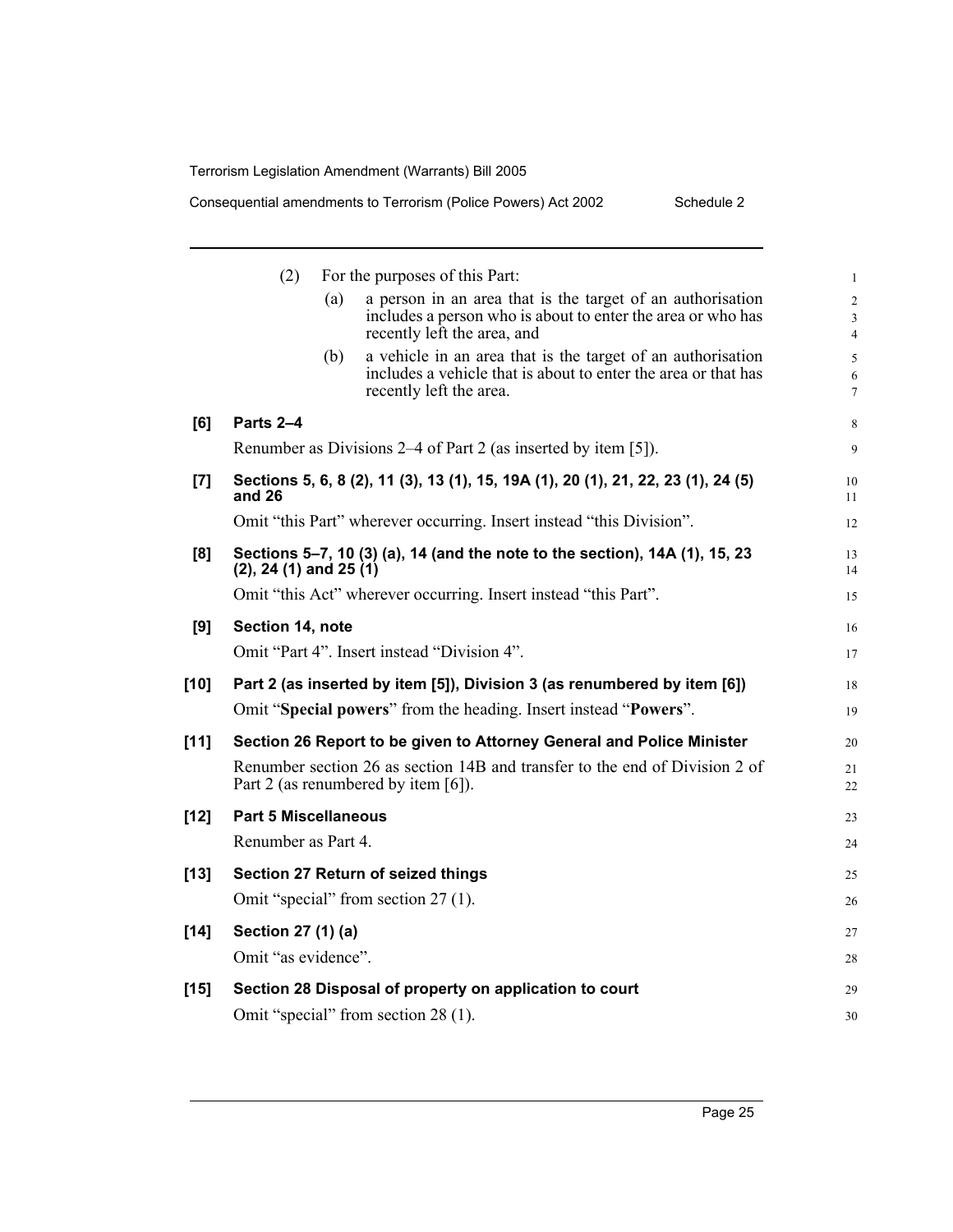(2) For the purposes of this Part:

(a) a person in an area that is the target of an authorisation includes a person who is about to enter the area or who has recently left the area, and

(b) a vehicle in an area that is the target of an authorisation includes a vehicle that is about to enter the area or that has recently left the area.

**[6] Parts 2–4**

Renumber as Divisions 2–4 of Part 2 (as inserted by item [5]).

**[7] Sections 5, 6, 8 (2), 11 (3), 13 (1), 15, 19A (1), 20 (1), 21, 22, 23 (1), 24 (5) and 26**

Omit "this Part" wherever occurring. Insert instead "this Division".

**[8] Sections 5–7, 10 (3) (a), 14 (and the note to the section), 14A (1), 15, 23 (2), 24 (1) and 25 (1)**

Omit "this Act" wherever occurring. Insert instead "this Part".

**[9] Section 14, note**

Omit "Part 4". Insert instead "Division 4".

**[10] Part 2 (as inserted by item [5]), Division 3 (as renumbered by item [6])**

Omit "**Special powers**" from the heading. Insert instead "**Powers**".

**[11] Section 26 Report to be given to Attorney General and Police Minister**

Renumber section 26 as section 14B and transfer to the end of Division 2 of Part 2 (as renumbered by item [6]).

**[12] Part 5 Miscellaneous**

Renumber as Part 4.

**[13] Section 27 Return of seized things**

Omit "special" from section 27 (1).

**[14] Section 27 (1) (a)**

Omit "as evidence".

**[15] Section 28 Disposal of property on application to court**

Omit "special" from section 28 (1).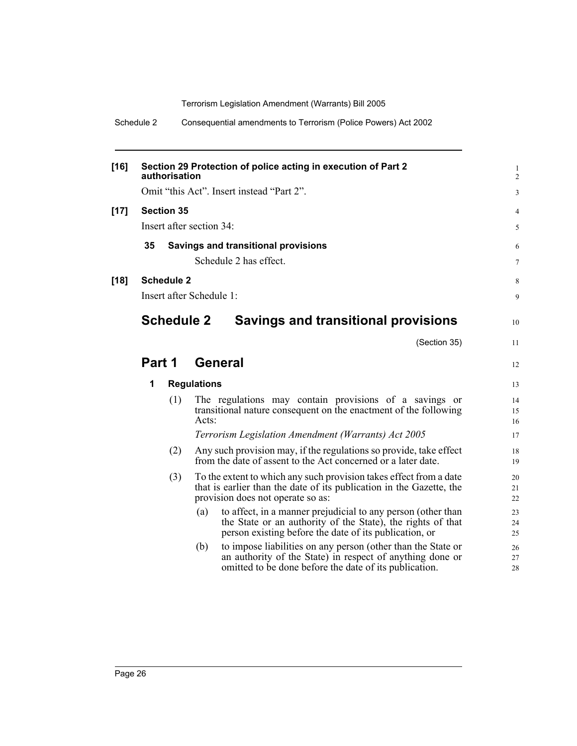**[16] Section 29 Protection of police acting in execution of Part 2 authorisation**

Omit "this Act". Insert instead "Part 2".

**[17] Section 35**

Insert after section 34:

**35 Savings and transitional provisions**

Schedule 2 has effect.

**[18] Schedule 2**

Insert after Schedule 1:

# Schedule 2 Savings and transitional provisions

(Section 35)

## Part 1 General

**1 Regulations**

(1) The regulations may contain provisions of a savings or transitional nature consequent on the enactment of the following Acts:

*Terrorism Legislation Amendment (Warrants) Act 2005*

(2) Any such provision may, if the regulations so provide, take effect from the date of assent to the Act concerned or a later date.

(3) To the extent to which any such provision takes effect from a date that is earlier than the date of its publication in the Gazette, the provision does not operate so as:

(a) to affect, in a manner prejudicial to any person (other than the State or an authority of the State), the rights of that person existing before the date of its publication, or

(b) to impose liabilities on any person (other than the State or an authority of the State) in respect of anything done or omitted to be done before the date of its publication.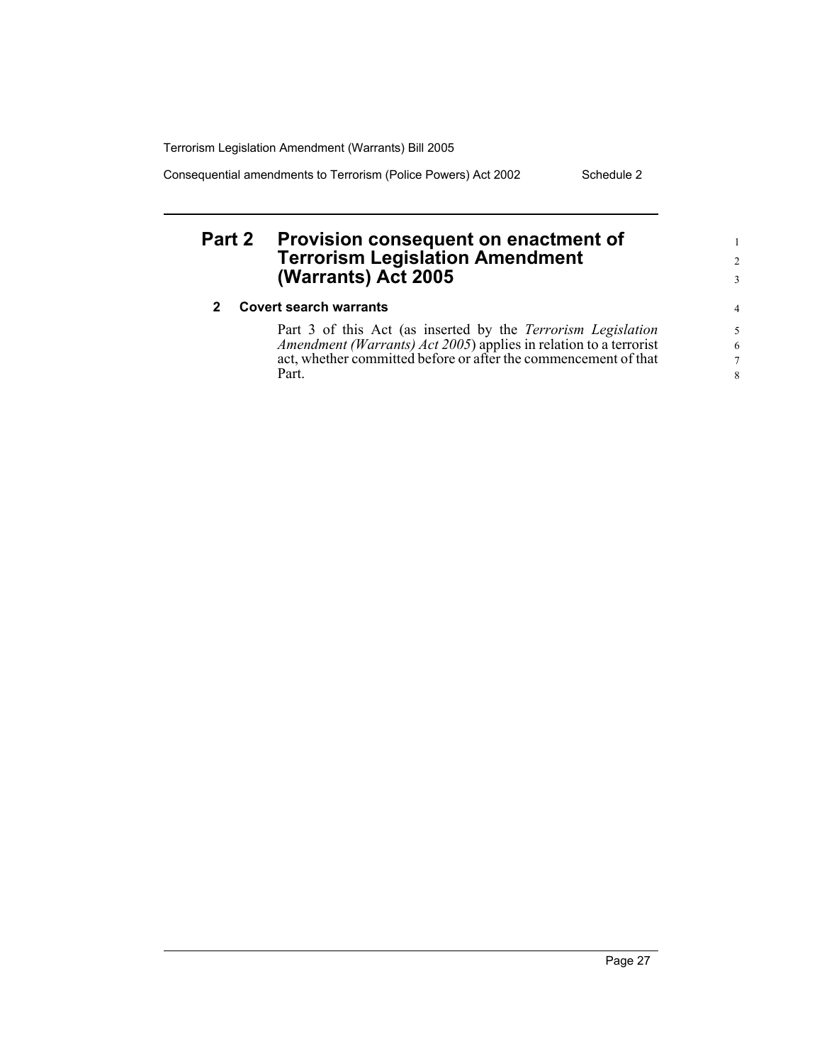## Part 2 Provision consequent on enactment of Terrorism Legislation Amendment (Warrants) Act 2005

### 2 Covert search warrants

Part 3 of this Act (as inserted by the *Terrorism Legislation Amendment (Warrants) Act 2005*) applies in relation to a terrorist act, whether committed before or after the commencement of that Part.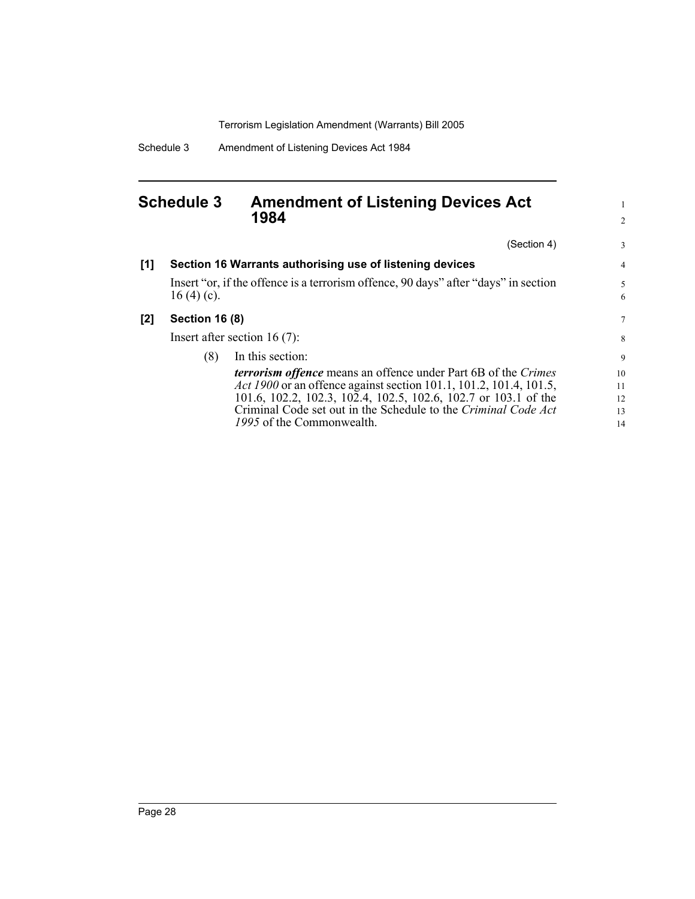## Schedule 3 Amendment of Listening Devices Act 1984

(Section 4)

**[1] Section 16 Warrants authorising use of listening devices**

Insert "or, if the offence is a terrorism offence, 90 days" after "days" in section 16 (4) (c).

**[2] Section 16 (8)**

Insert after section 16 (7):

(8) In this section:

***terrorism offence*** means an offence under Part 6B of the *Crimes Act 1900* or an offence against section 101.1, 101.2, 101.4, 101.5, 101.6, 102.2, 102.3, 102.4, 102.5, 102.6, 102.7 or 103.1 of the Criminal Code set out in the Schedule to the *Criminal Code Act 1995* of the Commonwealth.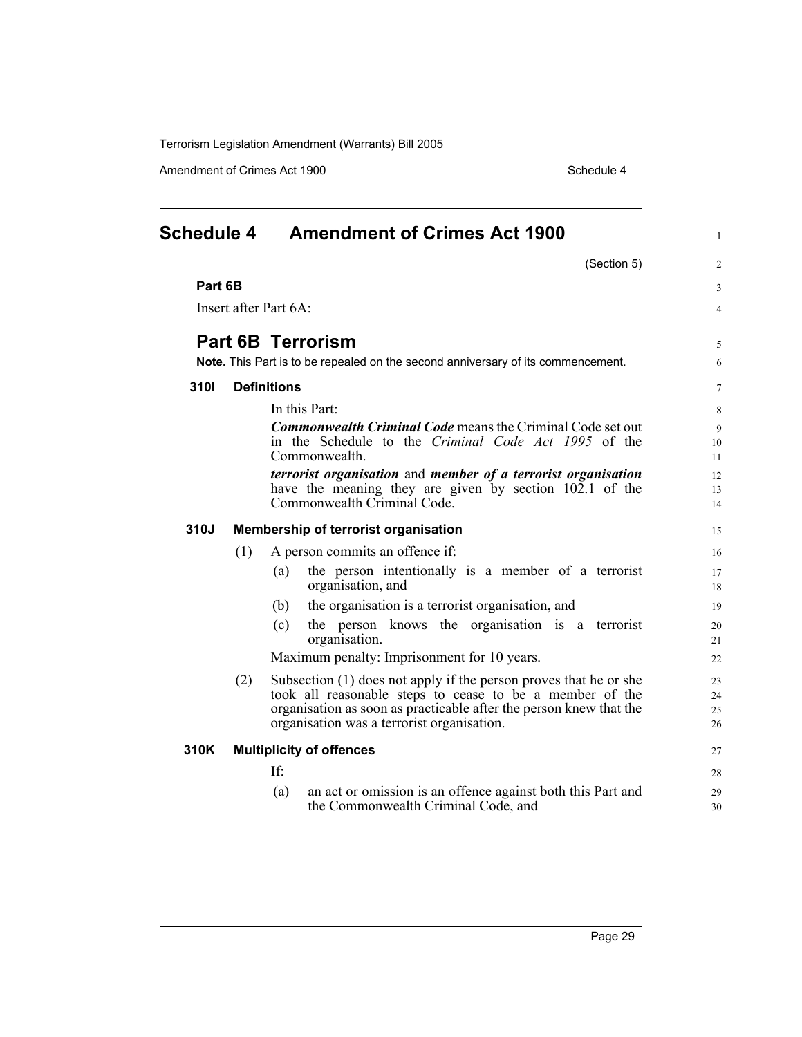# Schedule 4 Amendment of Crimes Act 1900

(Section 5)

**Part 6B**

Insert after Part 6A:

## Part 6B Terrorism

**Note.** This Part is to be repealed on the second anniversary of its commencement.

### 310I Definitions

In this Part:

***Commonwealth Criminal Code*** means the Criminal Code set out in the Schedule to the *Criminal Code Act 1995* of the Commonwealth.

***terrorist organisation*** and ***member of a terrorist organisation*** have the meaning they are given by section 102.1 of the Commonwealth Criminal Code.

### 310J Membership of terrorist organisation

(1) A person commits an offence if:

(a) the person intentionally is a member of a terrorist organisation, and

(b) the organisation is a terrorist organisation, and

(c) the person knows the organisation is a terrorist organisation.

Maximum penalty: Imprisonment for 10 years.

(2) Subsection (1) does not apply if the person proves that he or she took all reasonable steps to cease to be a member of the organisation as soon as practicable after the person knew that the organisation was a terrorist organisation.

### 310K Multiplicity of offences

If:

(a) an act or omission is an offence against both this Part and the Commonwealth Criminal Code, and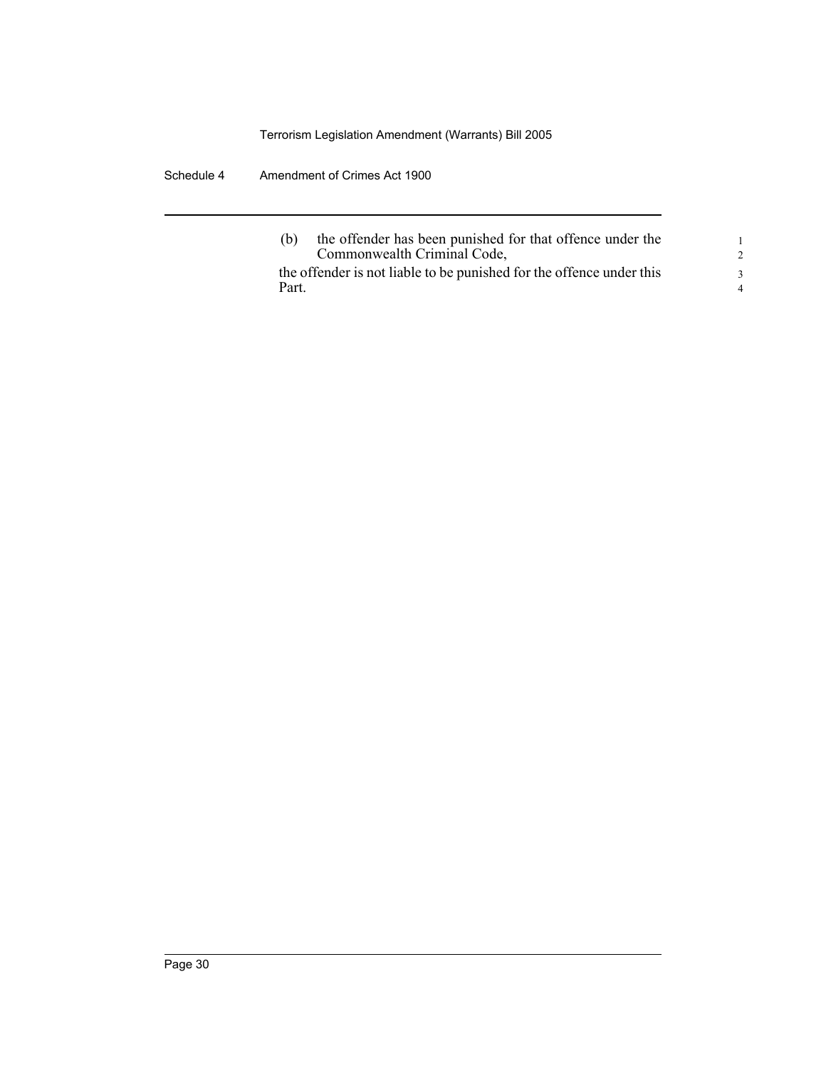(b) the offender has been punished for that offence under the Commonwealth Criminal Code,

the offender is not liable to be punished for the offence under this Part.